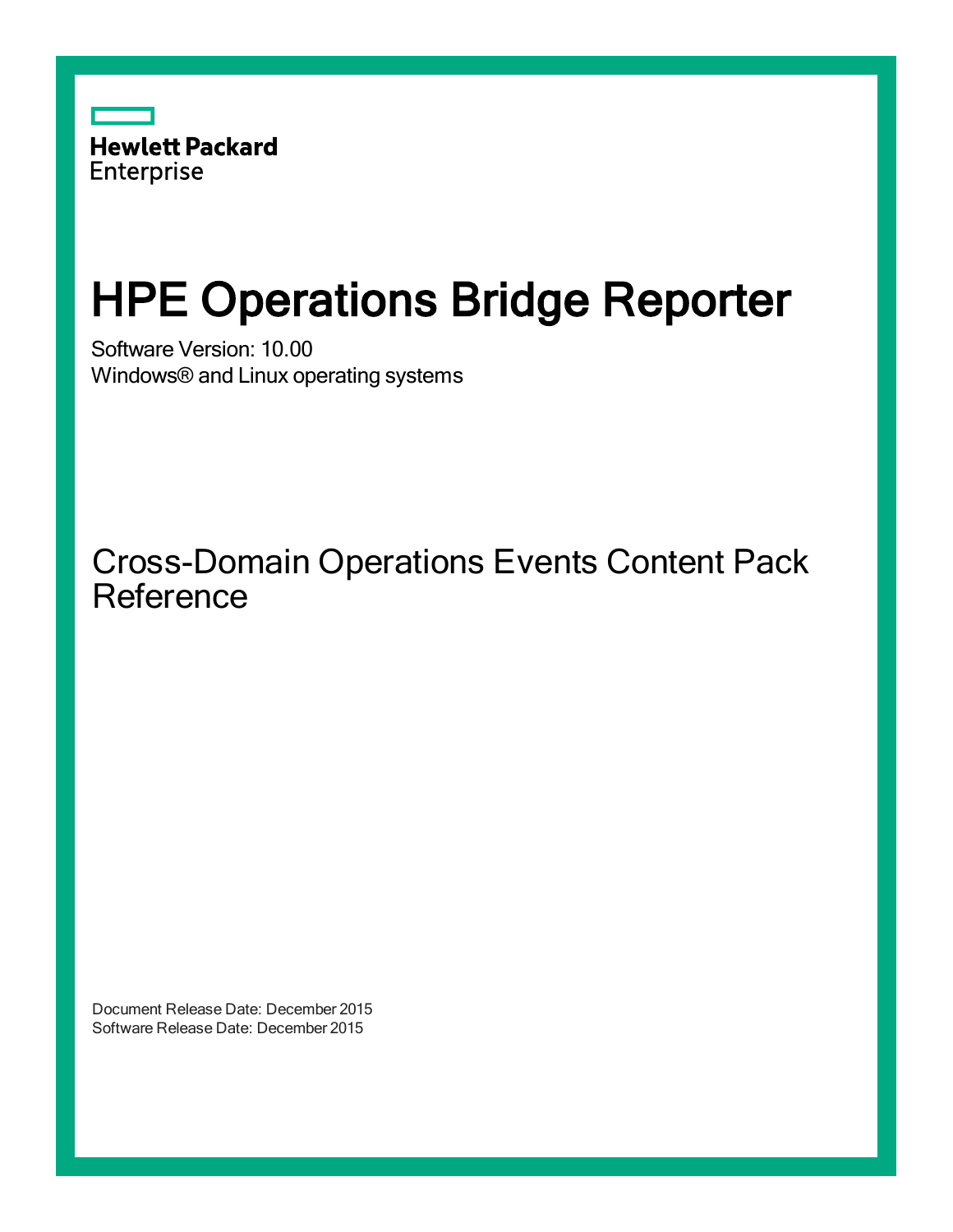Hewlett Packard Enterprise

# HPE Operations Bridge Reporter

Software Version: 10.00

Windows® and Linux operating systems

## Cross-Domain Operations Events Content Pack Reference

Document Release Date: December 2015

Software Release Date: December 2015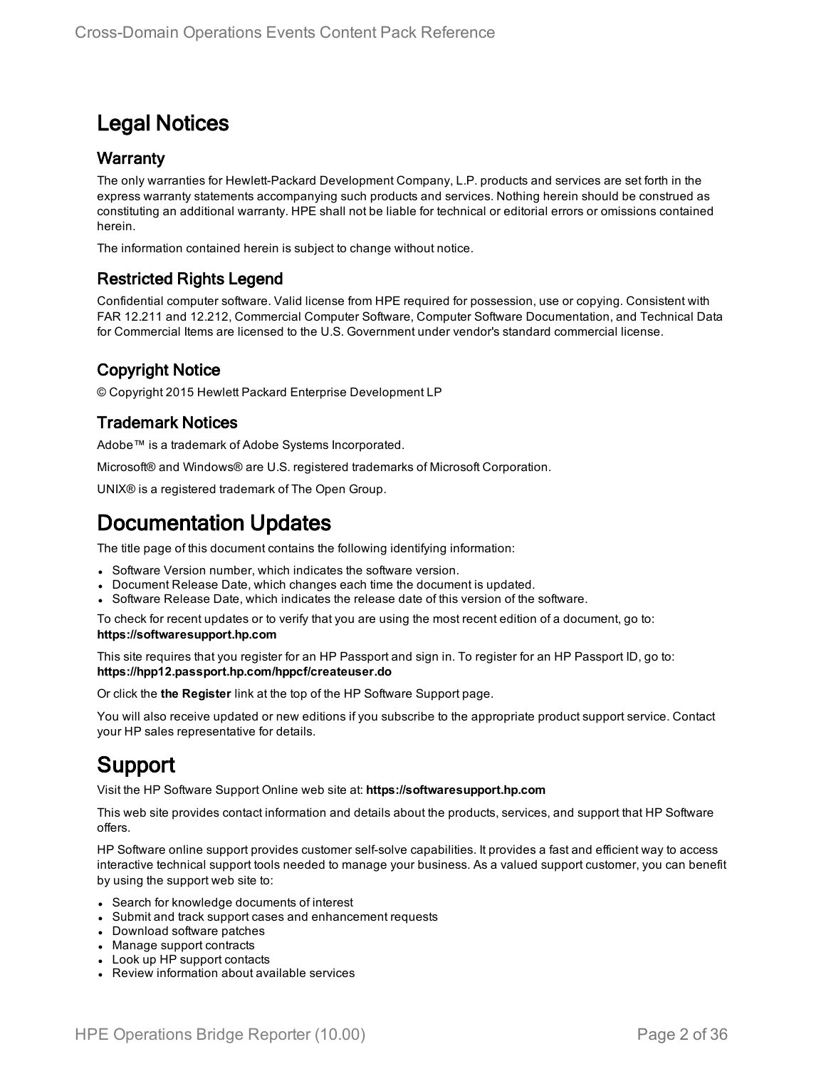# Legal Notices

## Warranty

The only warranties for Hewlett-Packard Development Company, L.P. products and services are set forth in the express warranty statements accompanying such products and services. Nothing herein should be construed as constituting an additional warranty. HPE shall not be liable for technical or editorial errors or omissions contained herein.

The information contained herein is subject to change without notice.

## Restricted Rights Legend

Confidential computer software. Valid license from HPE required for possession, use or copying. Consistent with FAR 12.211 and 12.212, Commercial Computer Software, Computer Software Documentation, and Technical Data for Commercial Items are licensed to the U.S. Government under vendor's standard commercial license.

## Copyright Notice

© Copyright 2015 Hewlett Packard Enterprise Development LP

## Trademark Notices

Adobe™ is a trademark of Adobe Systems Incorporated.

Microsoft® and Windows® are U.S. registered trademarks of Microsoft Corporation.

UNIX® is a registered trademark of The Open Group.

# Documentation Updates

The title page of this document contains the following identifying information:

- Software Version number, which indicates the software version.
- Document Release Date, which changes each time the document is updated.
- Software Release Date, which indicates the release date of this version of the software.

To check for recent updates or to verify that you are using the most recent edition of a document, go to: **https://softwaresupport.hp.com**

This site requires that you register for an HP Passport and sign in. To register for an HP Passport ID, go to: **https://hpp12.passport.hp.com/hppcf/createuser.do**

Or click the **the Register** link at the top of the HP Software Support page.

You will also receive updated or new editions if you subscribe to the appropriate product support service. Contact your HP sales representative for details.

# Support

Visit the HP Software Support Online web site at: **https://softwaresupport.hp.com**

This web site provides contact information and details about the products, services, and support that HP Software offers.

HP Software online support provides customer self-solve capabilities. It provides a fast and efficient way to access interactive technical support tools needed to manage your business. As a valued support customer, you can benefit by using the support web site to:

- Search for knowledge documents of interest
- Submit and track support cases and enhancement requests
- Download software patches
- Manage support contracts
- Look up HP support contacts
- Review information about available services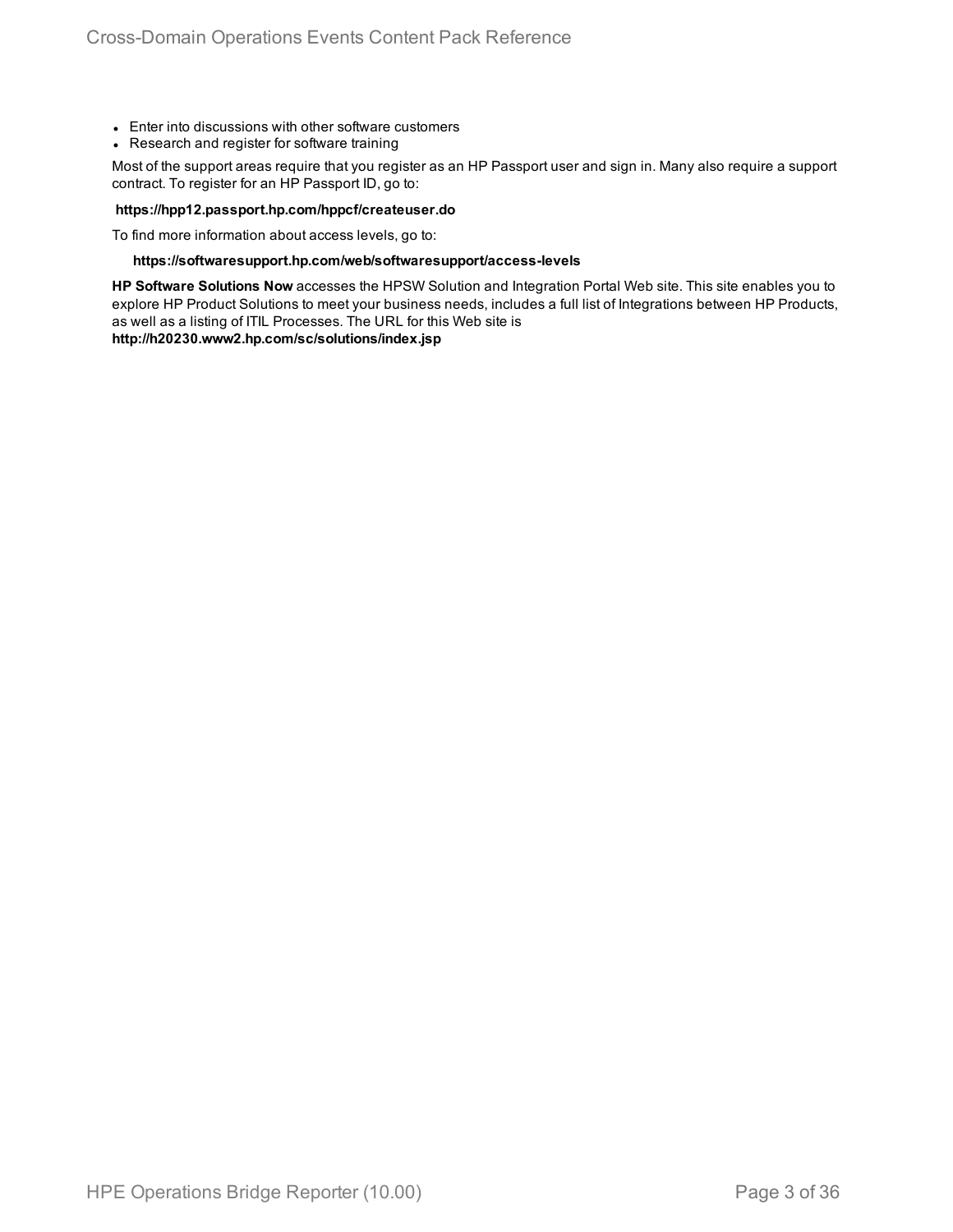- Enter into discussions with other software customers
- Research and register for software training

Most of the support areas require that you register as an HP Passport user and sign in. Many also require a support contract. To register for an HP Passport ID, go to:

**https://hpp12.passport.hp.com/hppcf/createuser.do**

To find more information about access levels, go to:

**https://softwaresupport.hp.com/web/softwaresupport/access-levels**

**HP Software Solutions Now** accesses the HPSW Solution and Integration Portal Web site. This site enables you to explore HP Product Solutions to meet your business needs, includes a full list of Integrations between HP Products, as well as a listing of ITIL Processes. The URL for this Web site is **http://h20230.www2.hp.com/sc/solutions/index.jsp**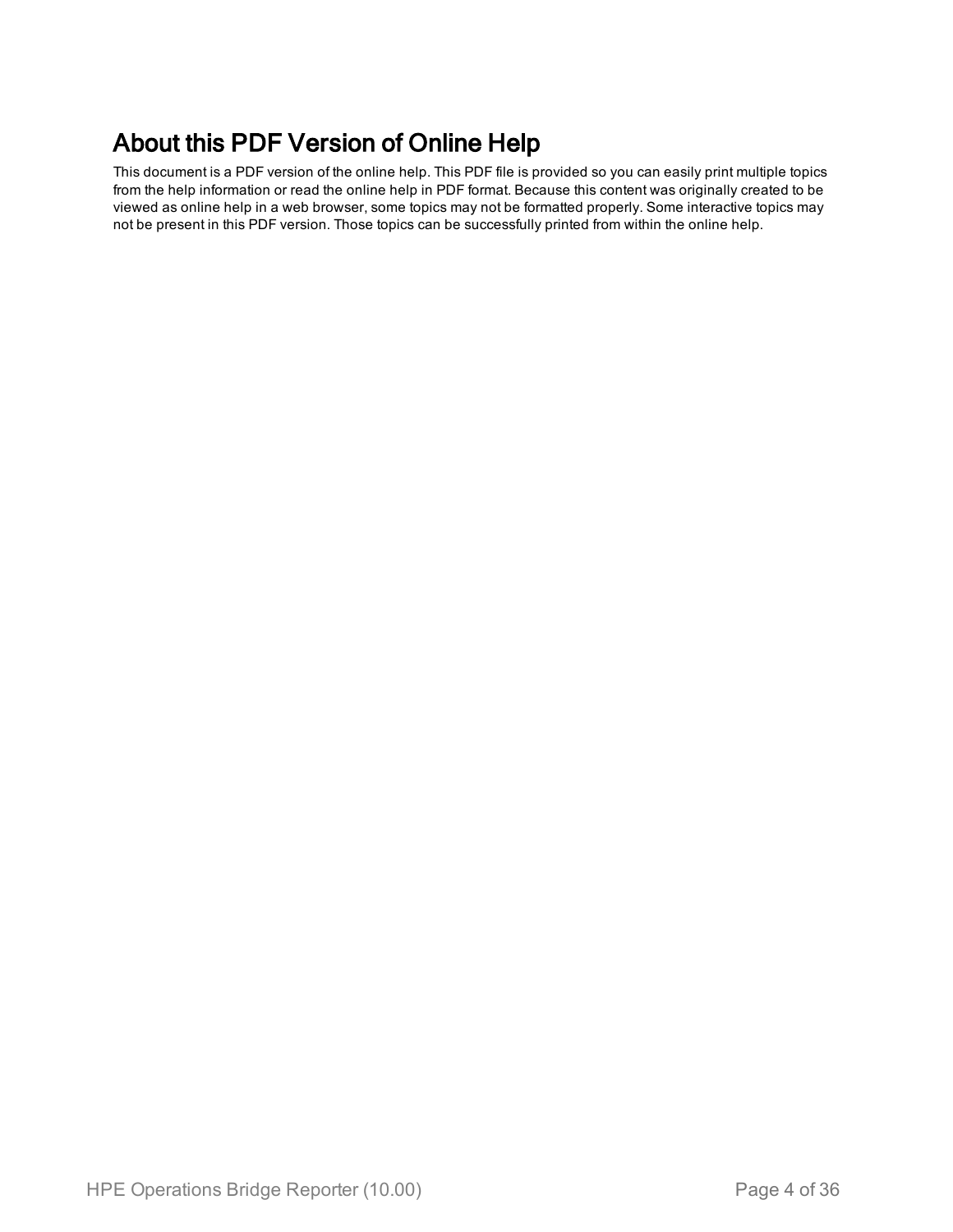# About this PDF Version of Online Help

This document is a PDF version of the online help. This PDF file is provided so you can easily print multiple topics from the help information or read the online help in PDF format. Because this content was originally created to be viewed as online help in a web browser, some topics may not be formatted properly. Some interactive topics may not be present in this PDF version. Those topics can be successfully printed from within the online help.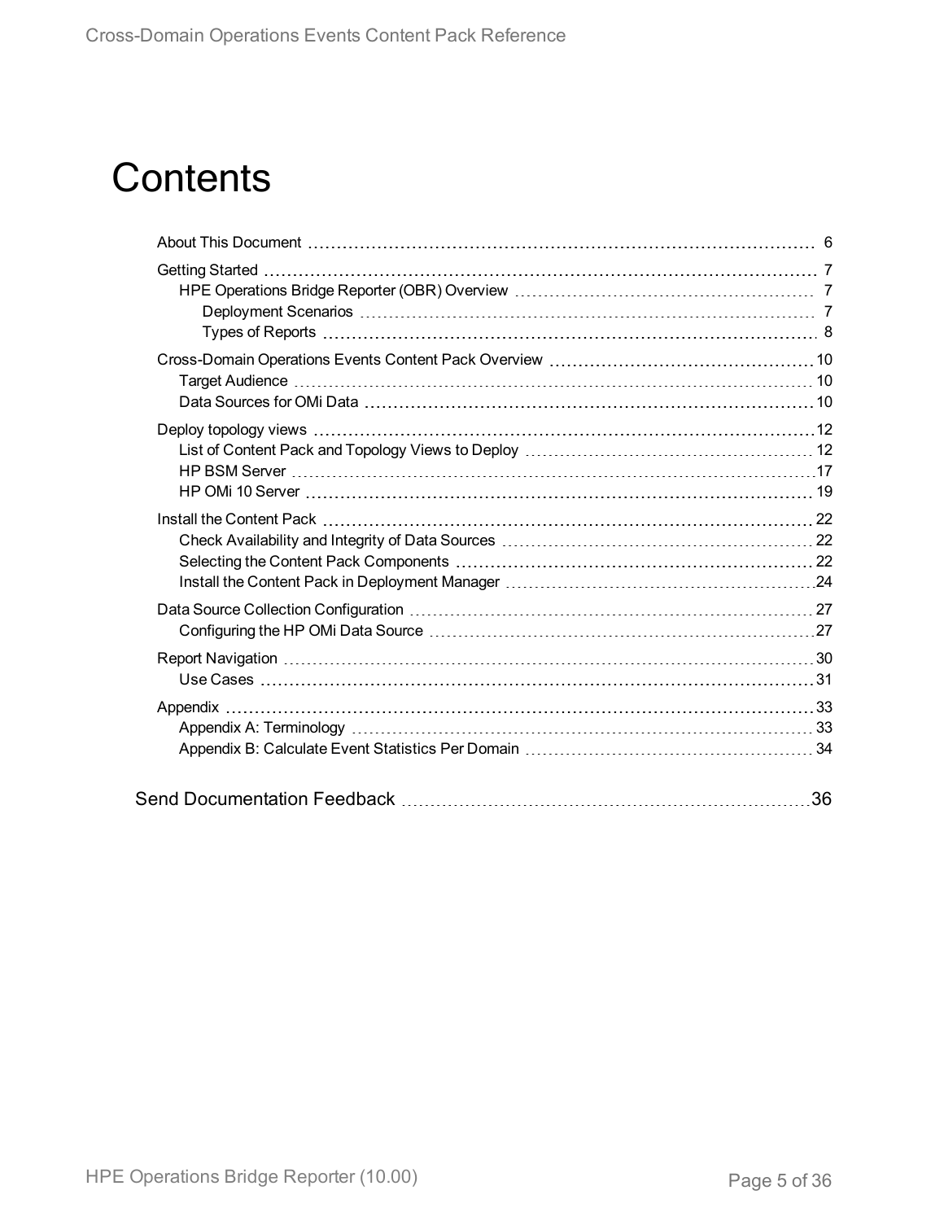# Contents

- About This Document 6
- Getting Started 7
  - HPE Operations Bridge Reporter (OBR) Overview 7
    - Deployment Scenarios 7
    - Types of Reports 8
- Cross-Domain Operations Events Content Pack Overview 10
  - Target Audience 10
  - Data Sources for OMi Data 10
- Deploy topology views 12
  - List of Content Pack and Topology Views to Deploy 12
  - HP BSM Server 17
  - HP OMi 10 Server 19
- Install the Content Pack 22
  - Check Availability and Integrity of Data Sources 22
  - Selecting the Content Pack Components 22
  - Install the Content Pack in Deployment Manager 24
- Data Source Collection Configuration 27
  - Configuring the HP OMi Data Source 27
- Report Navigation 30
  - Use Cases 31
- Appendix 33
  - Appendix A: Terminology 33
  - Appendix B: Calculate Event Statistics Per Domain 34

Send Documentation Feedback 36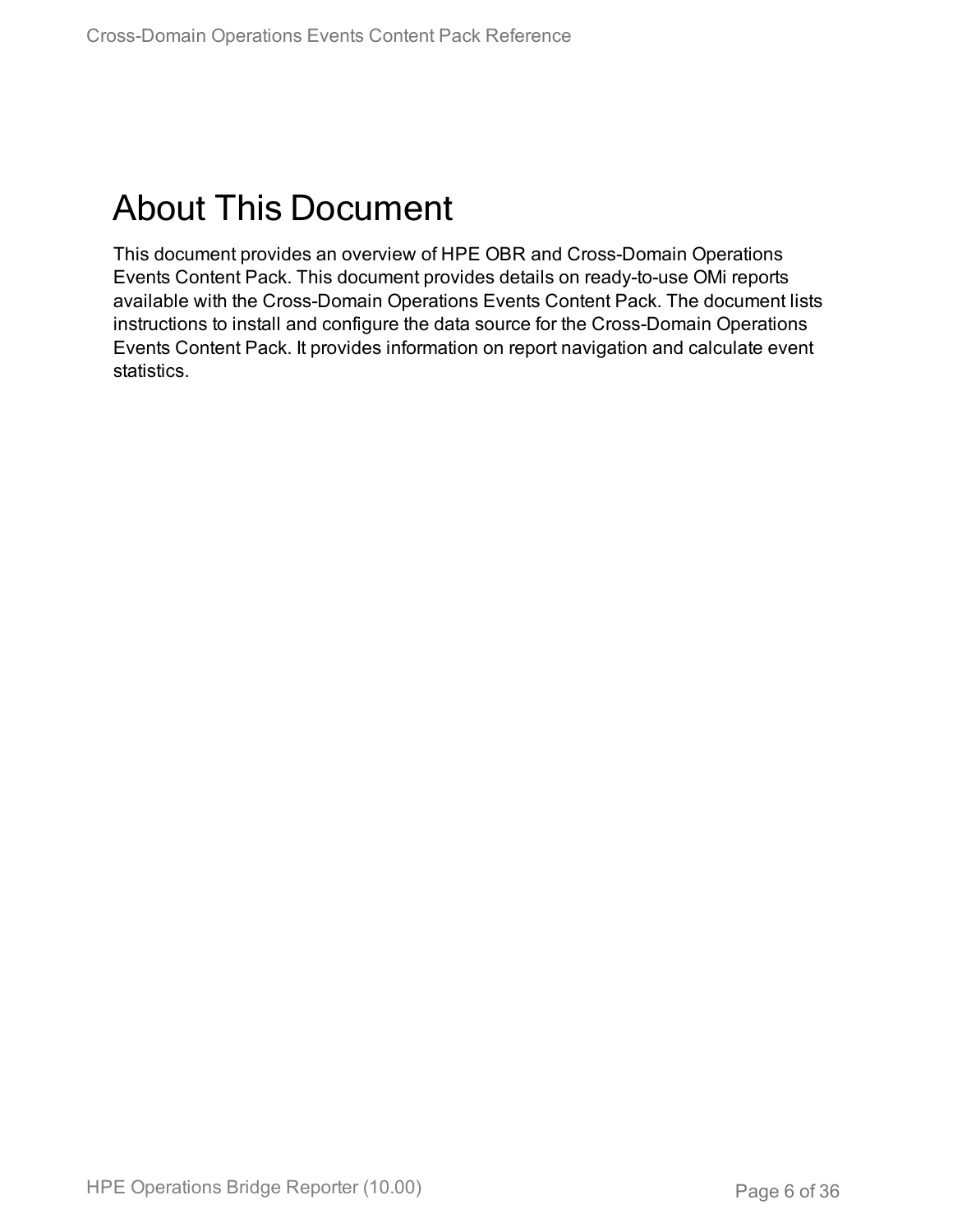# About This Document

This document provides an overview of HPE OBR and Cross-Domain Operations Events Content Pack. This document provides details on ready-to-use OMi reports available with the Cross-Domain Operations Events Content Pack. The document lists instructions to install and configure the data source for the Cross-Domain Operations Events Content Pack. It provides information on report navigation and calculate event statistics.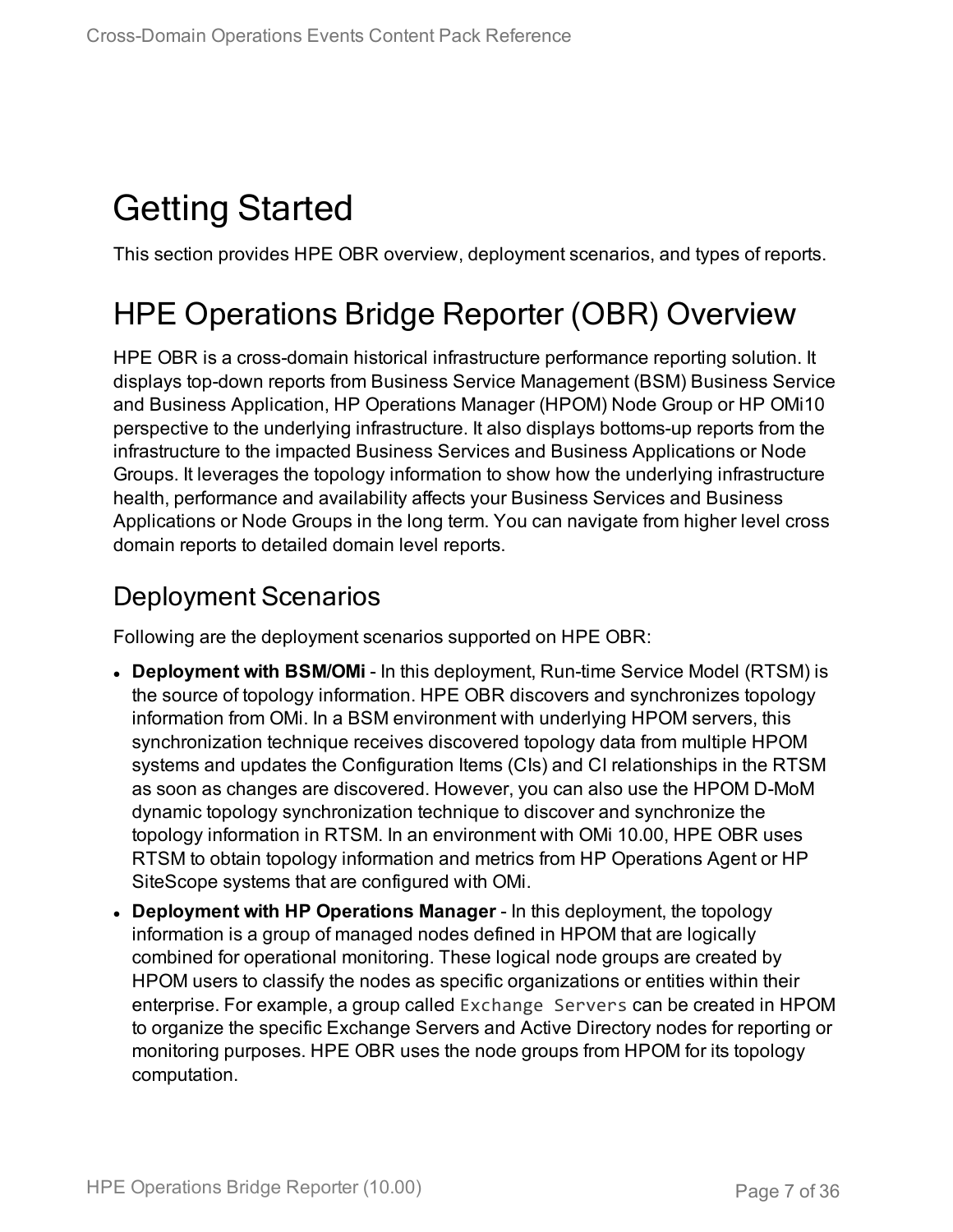# Getting Started

This section provides HPE OBR overview, deployment scenarios, and types of reports.

# HPE Operations Bridge Reporter (OBR) Overview

HPE OBR is a cross-domain historical infrastructure performance reporting solution. It displays top-down reports from Business Service Management (BSM) Business Service and Business Application, HP Operations Manager (HPOM) Node Group or HP OMi10 perspective to the underlying infrastructure. It also displays bottoms-up reports from the infrastructure to the impacted Business Services and Business Applications or Node Groups. It leverages the topology information to show how the underlying infrastructure health, performance and availability affects your Business Services and Business Applications or Node Groups in the long term. You can navigate from higher level cross domain reports to detailed domain level reports.

## Deployment Scenarios

Following are the deployment scenarios supported on HPE OBR:

- **Deployment with BSM/OMi** - In this deployment, Run-time Service Model (RTSM) is the source of topology information. HPE OBR discovers and synchronizes topology information from OMi. In a BSM environment with underlying HPOM servers, this synchronization technique receives discovered topology data from multiple HPOM systems and updates the Configuration Items (CIs) and CI relationships in the RTSM as soon as changes are discovered. However, you can also use the HPOM D-MoM dynamic topology synchronization technique to discover and synchronize the topology information in RTSM. In an environment with OMi 10.00, HPE OBR uses RTSM to obtain topology information and metrics from HP Operations Agent or HP SiteScope systems that are configured with OMi.
- **Deployment with HP Operations Manager** - In this deployment, the topology information is a group of managed nodes defined in HPOM that are logically combined for operational monitoring. These logical node groups are created by HPOM users to classify the nodes as specific organizations or entities within their enterprise. For example, a group called `Exchange Servers` can be created in HPOM to organize the specific Exchange Servers and Active Directory nodes for reporting or monitoring purposes. HPE OBR uses the node groups from HPOM for its topology computation.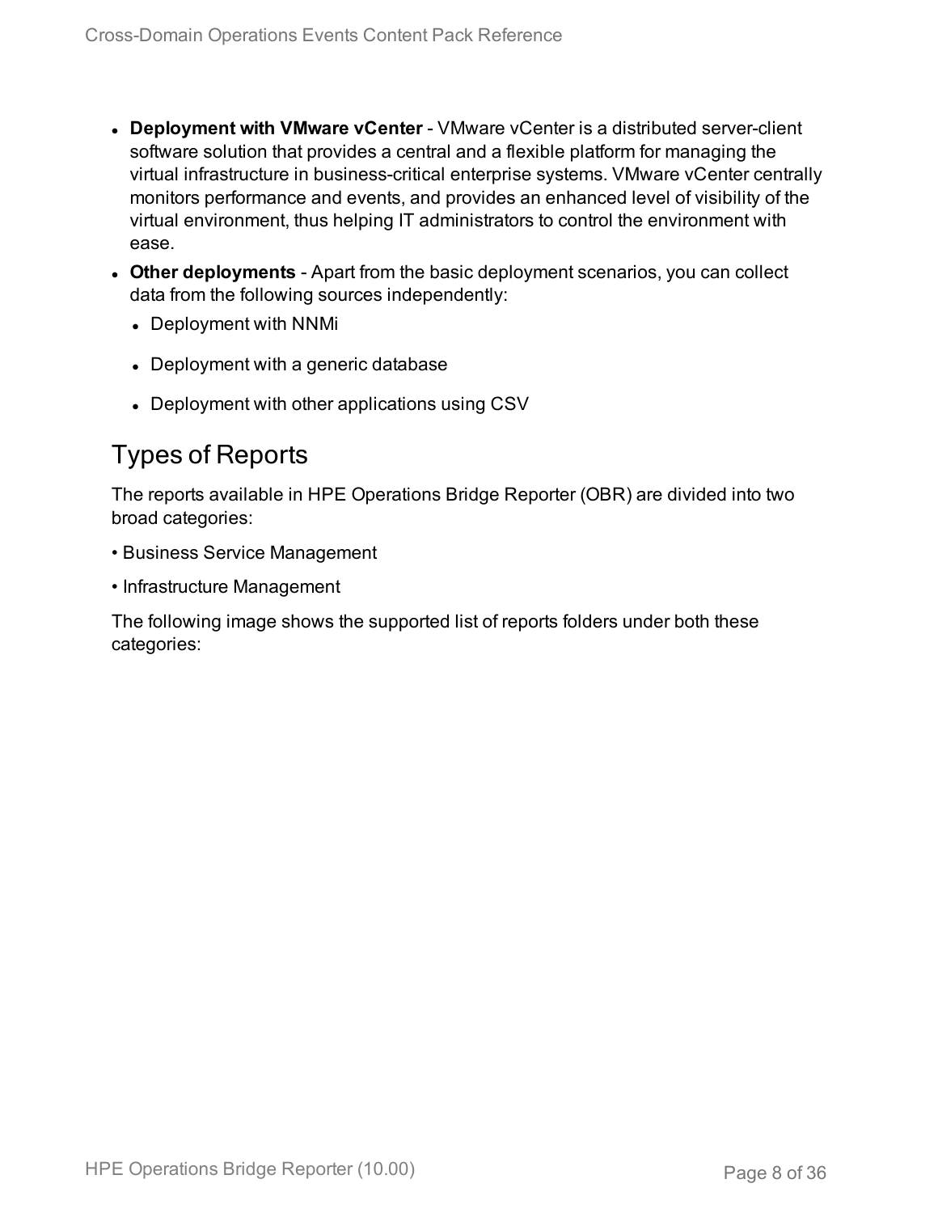- **Deployment with VMware vCenter** - VMware vCenter is a distributed server-client software solution that provides a central and a flexible platform for managing the virtual infrastructure in business-critical enterprise systems. VMware vCenter centrally monitors performance and events, and provides an enhanced level of visibility of the virtual environment, thus helping IT administrators to control the environment with ease.
- **Other deployments** - Apart from the basic deployment scenarios, you can collect data from the following sources independently:
  - Deployment with NNMi
  - Deployment with a generic database
  - Deployment with other applications using CSV

## Types of Reports

The reports available in HPE Operations Bridge Reporter (OBR) are divided into two broad categories:

• Business Service Management

• Infrastructure Management

The following image shows the supported list of reports folders under both these categories: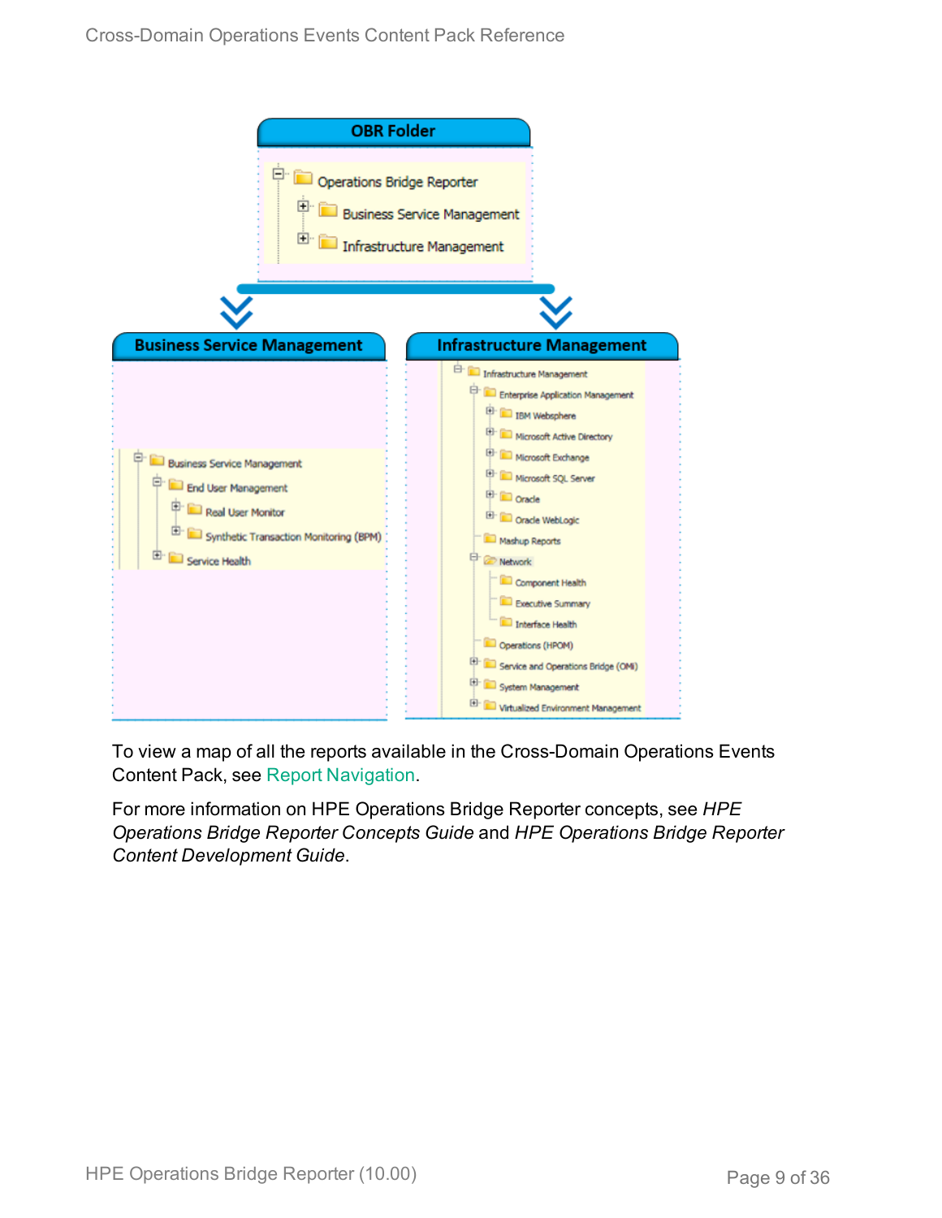OBR Folder

- Operations Bridge Reporter
  - Business Service Management
  - Infrastructure Management

Business Service Management

- Business Service Management
  - End User Management
    - Real User Monitor
    - Synthetic Transaction Monitoring (BPM)
  - Service Health

Infrastructure Management

- Infrastructure Management
  - Enterprise Application Management
    - IBM Websphere
    - Microsoft Active Directory
    - Microsoft Exchange
    - Microsoft SQL Server
    - Oracle
    - Oracle WebLogic
  - Mashup Reports
  - Network
    - Component Health
    - Executive Summary
    - Interface Health
  - Operations (HPOM)
  - Service and Operations Bridge (OMi)
  - System Management
  - Virtualized Environment Management

To view a map of all the reports available in the Cross-Domain Operations Events Content Pack, see Report Navigation.

For more information on HPE Operations Bridge Reporter concepts, see *HPE Operations Bridge Reporter Concepts Guide* and *HPE Operations Bridge Reporter Content Development Guide*.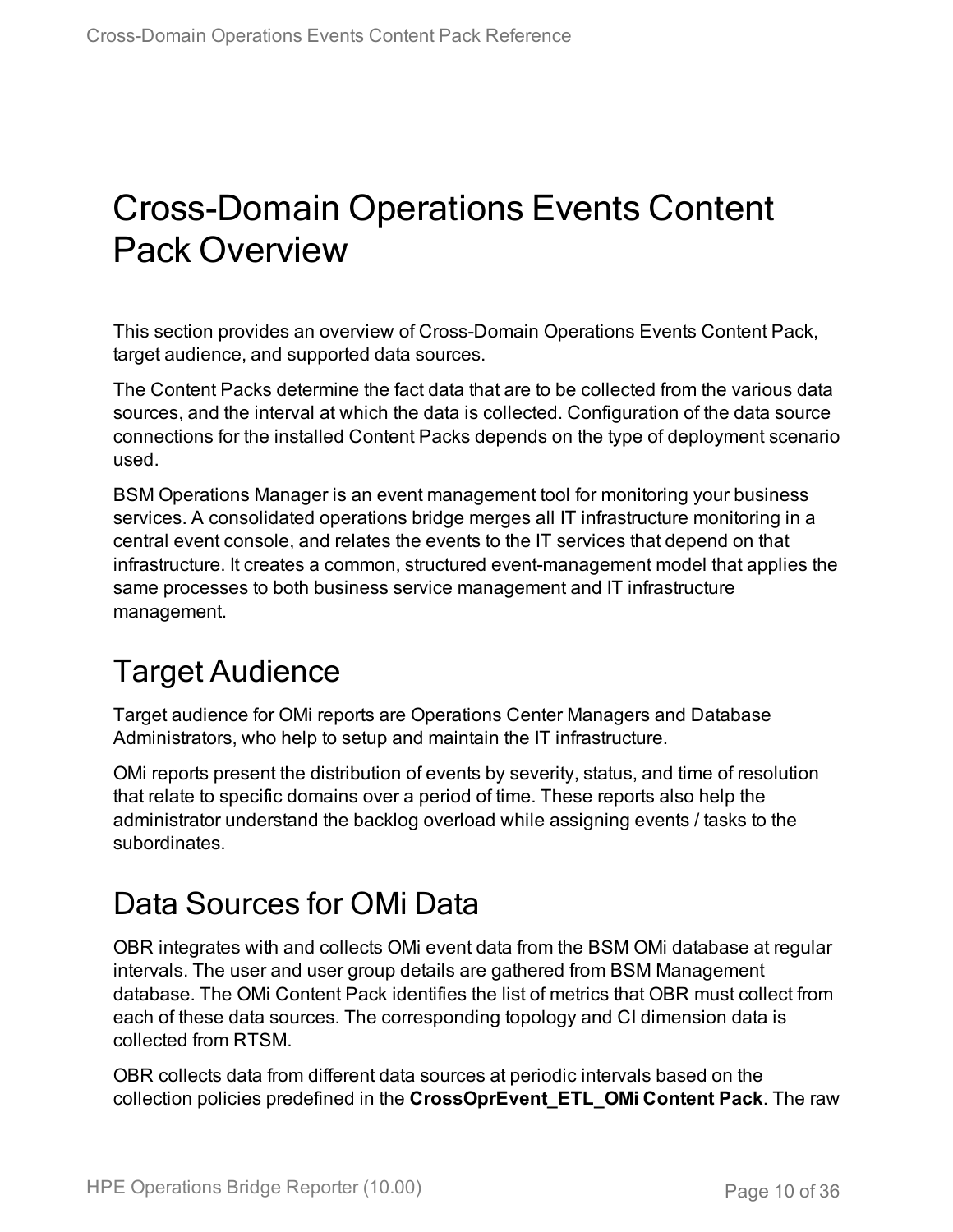# Cross-Domain Operations Events Content Pack Overview

This section provides an overview of Cross-Domain Operations Events Content Pack, target audience, and supported data sources.

The Content Packs determine the fact data that are to be collected from the various data sources, and the interval at which the data is collected. Configuration of the data source connections for the installed Content Packs depends on the type of deployment scenario used.

BSM Operations Manager is an event management tool for monitoring your business services. A consolidated operations bridge merges all IT infrastructure monitoring in a central event console, and relates the events to the IT services that depend on that infrastructure. It creates a common, structured event-management model that applies the same processes to both business service management and IT infrastructure management.

## Target Audience

Target audience for OMi reports are Operations Center Managers and Database Administrators, who help to setup and maintain the IT infrastructure.

OMi reports present the distribution of events by severity, status, and time of resolution that relate to specific domains over a period of time. These reports also help the administrator understand the backlog overload while assigning events / tasks to the subordinates.

## Data Sources for OMi Data

OBR integrates with and collects OMi event data from the BSM OMi database at regular intervals. The user and user group details are gathered from BSM Management database. The OMi Content Pack identifies the list of metrics that OBR must collect from each of these data sources. The corresponding topology and CI dimension data is collected from RTSM.

OBR collects data from different data sources at periodic intervals based on the collection policies predefined in the **CrossOprEvent_ETL_OMi Content Pack**. The raw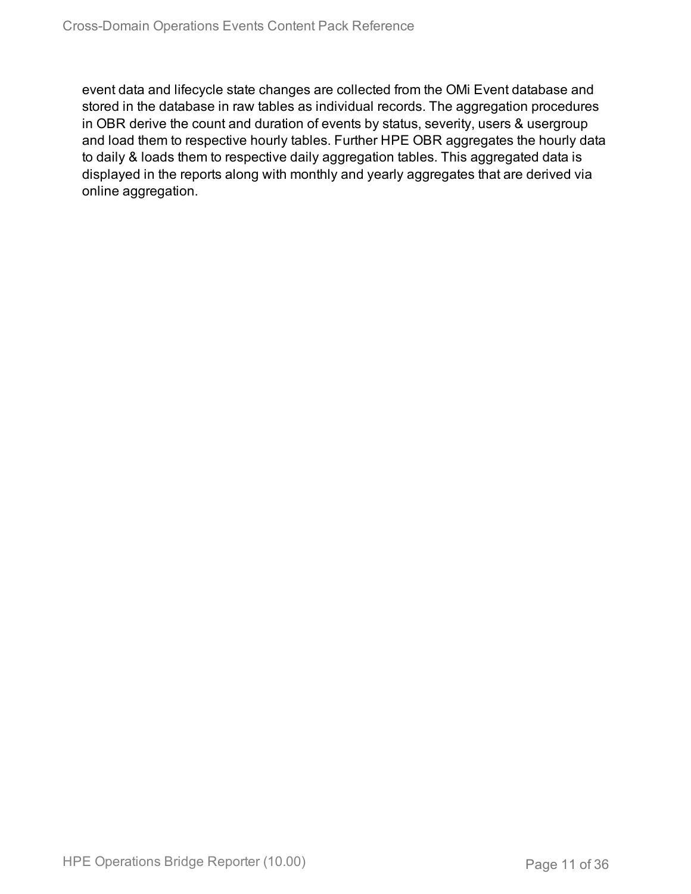event data and lifecycle state changes are collected from the OMi Event database and stored in the database in raw tables as individual records. The aggregation procedures in OBR derive the count and duration of events by status, severity, users & usergroup and load them to respective hourly tables. Further HPE OBR aggregates the hourly data to daily & loads them to respective daily aggregation tables. This aggregated data is displayed in the reports along with monthly and yearly aggregates that are derived via online aggregation.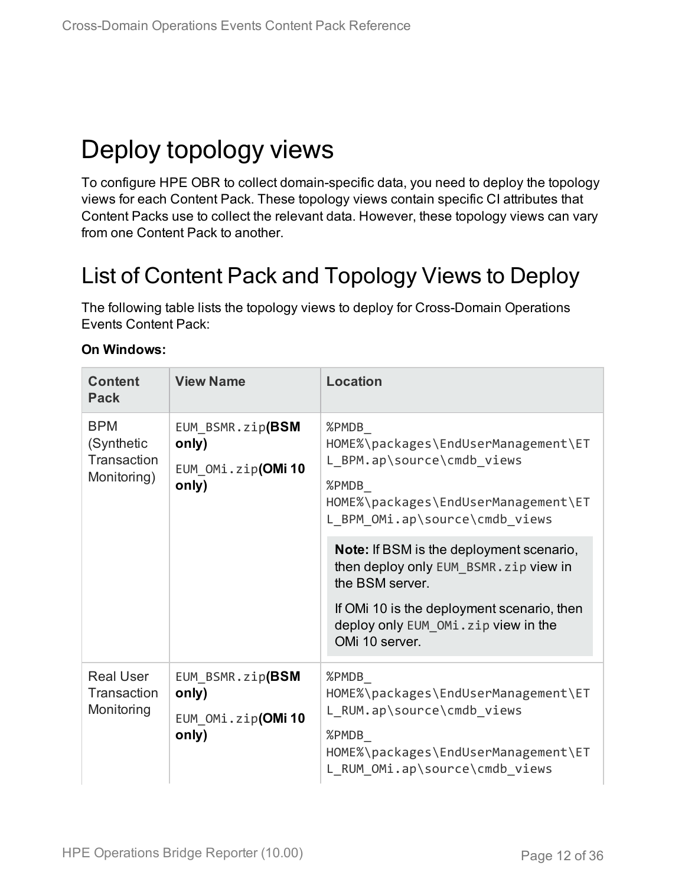# Deploy topology views

To configure HPE OBR to collect domain-specific data, you need to deploy the topology views for each Content Pack. These topology views contain specific CI attributes that Content Packs use to collect the relevant data. However, these topology views can vary from one Content Pack to another.

# List of Content Pack and Topology Views to Deploy

The following table lists the topology views to deploy for Cross-Domain Operations Events Content Pack:

**On Windows:**

| Content Pack | View Name | Location |
|---|---|---|
| BPM (Synthetic Transaction Monitoring) | `EUM_BSMR.zip` **(BSM only)**<br>`EUM_OMi.zip` **(OMi 10 only)** | `%PMDB_HOME%\packages\EndUserManagement\ETL_BPM.ap\source\cmdb_views`<br>`%PMDB_HOME%\packages\EndUserManagement\ETL_BPM_OMi.ap\source\cmdb_views`<br>**Note:** If BSM is the deployment scenario, then deploy only `EUM_BSMR.zip` view in the BSM server.<br>If OMi 10 is the deployment scenario, then deploy only `EUM_OMi.zip` view in the OMi 10 server. |
| Real User Transaction Monitoring | `EUM_BSMR.zip` **(BSM only)**<br>`EUM_OMi.zip` **(OMi 10 only)** | `%PMDB_HOME%\packages\EndUserManagement\ETL_RUM.ap\source\cmdb_views`<br>`%PMDB_HOME%\packages\EndUserManagement\ETL_RUM_OMi.ap\source\cmdb_views` |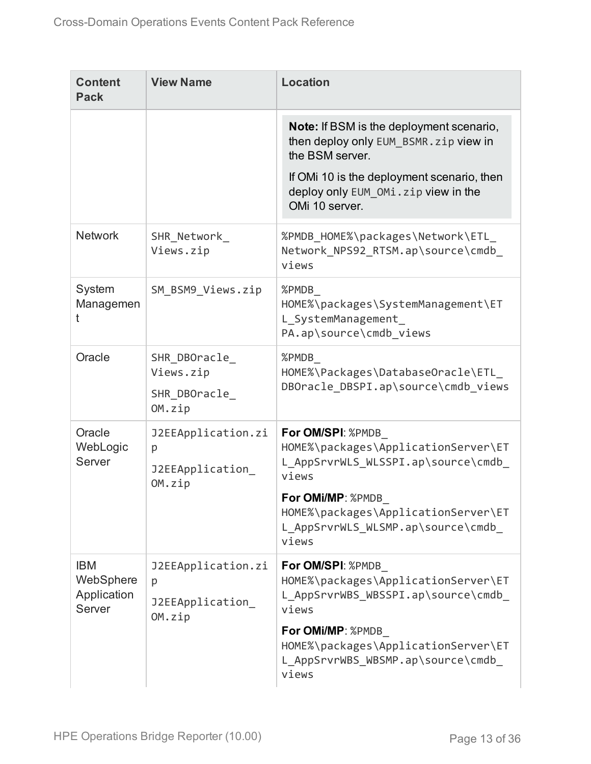| Content Pack | View Name | Location |
|---|---|---|
| | | **Note:** If BSM is the deployment scenario, then deploy only `EUM_BSMR.zip` view in the BSM server. If OMi 10 is the deployment scenario, then deploy only `EUM_OMi.zip` view in the OMi 10 server. |
| Network | `SHR_Network_Views.zip` | `%PMDB_HOME%\packages\Network\ETL_Network_NPS92_RTSM.ap\source\cmdb_views` |
| System Management | `SM_BSM9_Views.zip` | `%PMDB_HOME%\packages\SystemManagement\ETL_SystemManagement_PA.ap\source\cmdb_views` |
| Oracle | `SHR_DBOracle_Views.zip`<br>`SHR_DBOracle_OM.zip` | `%PMDB_HOME%\Packages\DatabaseOracle\ETL_DBOracle_DBSPI.ap\source\cmdb_views` |
| Oracle WebLogic Server | `J2EEApplication.zip`<br>`J2EEApplication_OM.zip` | **For OM/SPI**: `%PMDB_HOME%\packages\ApplicationServer\ETL_AppSrvrWLS_WLSSPI.ap\source\cmdb_views`<br>**For OMi/MP**: `%PMDB_HOME%\packages\ApplicationServer\ETL_AppSrvrWLS_WLSMP.ap\source\cmdb_views` |
| IBM WebSphere Application Server | `J2EEApplication.zip`<br>`J2EEApplication_OM.zip` | **For OM/SPI**: `%PMDB_HOME%\packages\ApplicationServer\ETL_AppSrvrWBS_WBSSPI.ap\source\cmdb_views`<br>**For OMi/MP**: `%PMDB_HOME%\packages\ApplicationServer\ETL_AppSrvrWBS_WBSMP.ap\source\cmdb_views` |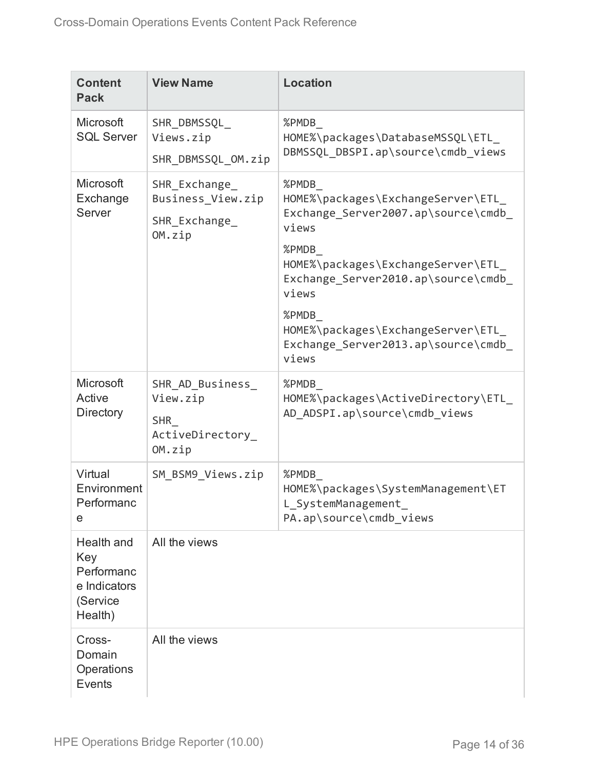| Content Pack | View Name | Location |
|---|---|---|
| Microsoft SQL Server | SHR_DBMSSQL_Views.zip<br>SHR_DBMSSQL_OM.zip | %PMDB_HOME%\packages\DatabaseMSSQL\ETL_DBMSSQL_DBSPI.ap\source\cmdb_views |
| Microsoft Exchange Server | SHR_Exchange_Business_View.zip<br>SHR_Exchange_OM.zip | %PMDB_HOME%\packages\ExchangeServer\ETL_Exchange_Server2007.ap\source\cmdb_views<br>%PMDB_HOME%\packages\ExchangeServer\ETL_Exchange_Server2010.ap\source\cmdb_views<br>%PMDB_HOME%\packages\ExchangeServer\ETL_Exchange_Server2013.ap\source\cmdb_views |
| Microsoft Active Directory | SHR_AD_Business_View.zip<br>SHR_ActiveDirectory_OM.zip | %PMDB_HOME%\packages\ActiveDirectory\ETL_AD_ADSPI.ap\source\cmdb_views |
| Virtual Environment Performance | SM_BSM9_Views.zip | %PMDB_HOME%\packages\SystemManagement\ETL_SystemManagement_PA.ap\source\cmdb_views |
| Health and Key Performance Indicators (Service Health) | All the views | |
| Cross-Domain Operations Events | All the views | |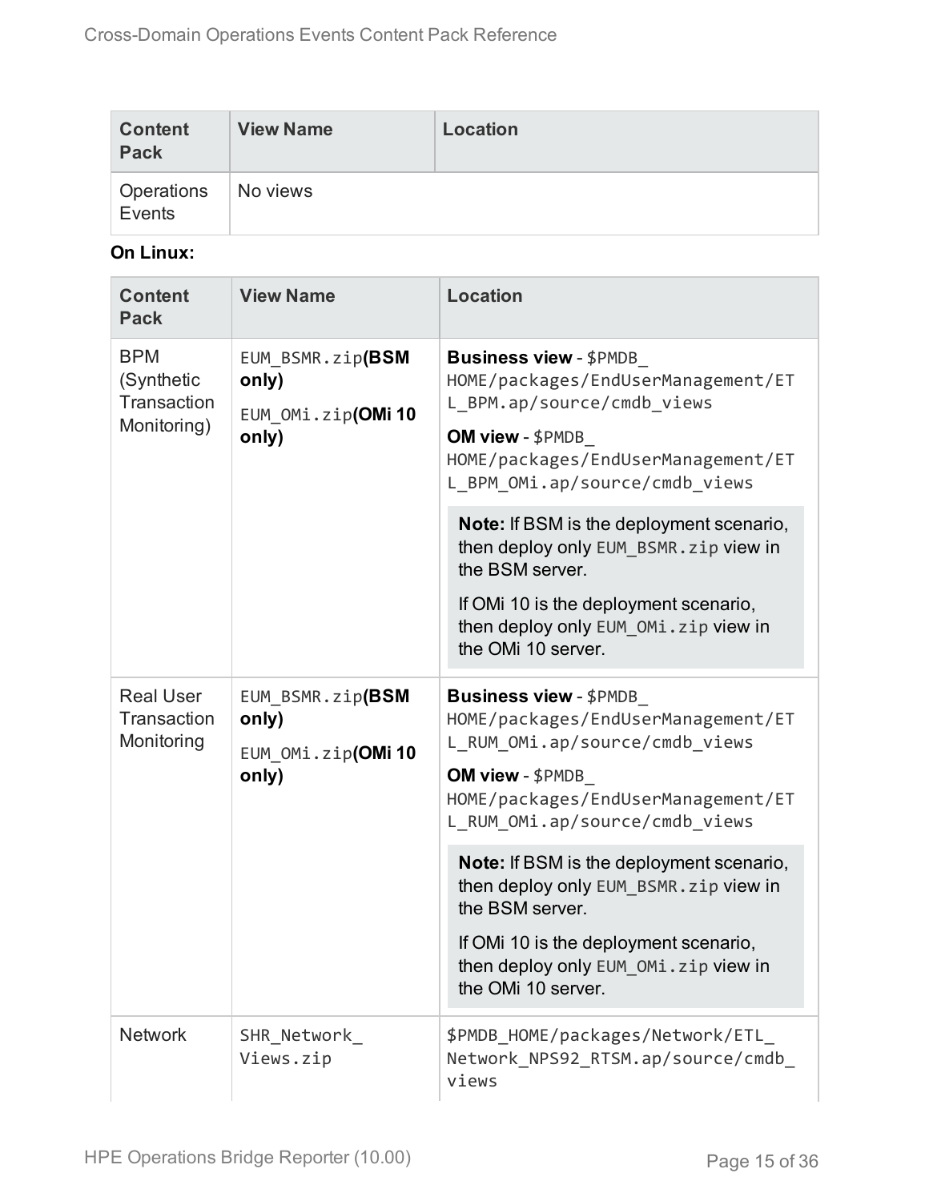| Content Pack | View Name | Location |
| --- | --- | --- |
| Operations Events | No views | |

**On Linux:**

| Content Pack | View Name | Location |
| --- | --- | --- |
| BPM (Synthetic Transaction Monitoring) | EUM_BSMR.zip **(BSM only)** <br> EUM_OMi.zip **(OMi 10 only)** | **Business view** - $PMDB_HOME/packages/EndUserManagement/ETL_BPM.ap/source/cmdb_views <br> **OM view** - $PMDB_HOME/packages/EndUserManagement/ETL_BPM_OMi.ap/source/cmdb_views <br> **Note:** If BSM is the deployment scenario, then deploy only EUM_BSMR.zip view in the BSM server. <br> If OMi 10 is the deployment scenario, then deploy only EUM_OMi.zip view in the OMi 10 server. |
| Real User Transaction Monitoring | EUM_BSMR.zip **(BSM only)** <br> EUM_OMi.zip **(OMi 10 only)** | **Business view** - $PMDB_HOME/packages/EndUserManagement/ETL_RUM_OMi.ap/source/cmdb_views <br> **OM view** - $PMDB_HOME/packages/EndUserManagement/ETL_RUM_OMi.ap/source/cmdb_views <br> **Note:** If BSM is the deployment scenario, then deploy only EUM_BSMR.zip view in the BSM server. <br> If OMi 10 is the deployment scenario, then deploy only EUM_OMi.zip view in the OMi 10 server. |
| Network | SHR_Network_Views.zip | $PMDB_HOME/packages/Network/ETL_Network_NPS92_RTSM.ap/source/cmdb_views |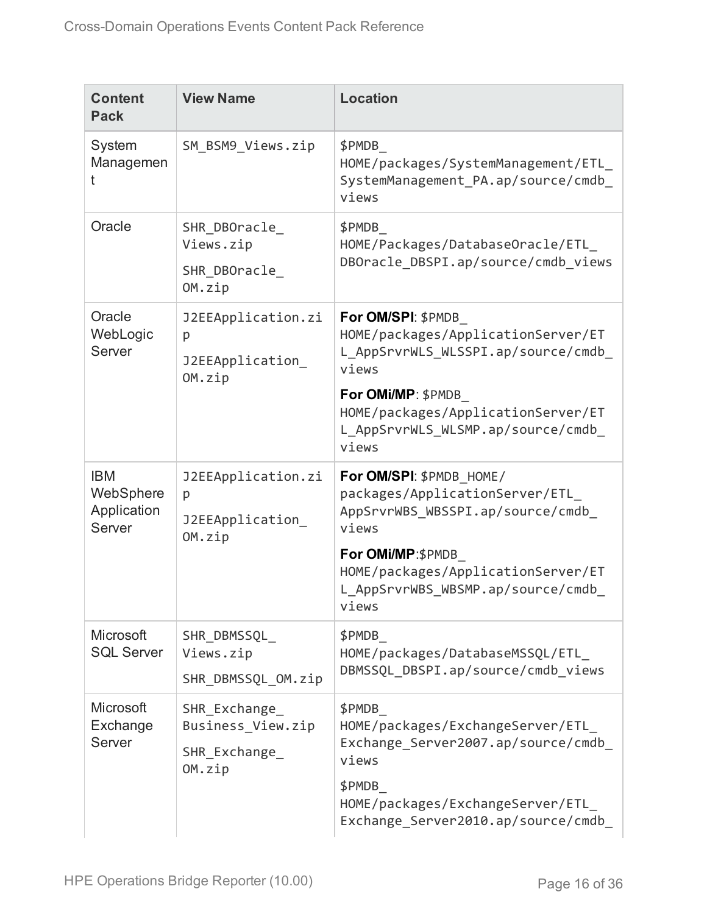| Content Pack | View Name | Location |
|---|---|---|
| System Management | SM_BSM9_Views.zip | $PMDB_HOME/packages/SystemManagement/ETL_SystemManagement_PA.ap/source/cmdb_views |
| Oracle | SHR_DBOracle_Views.zip<br>SHR_DBOracle_OM.zip | $PMDB_HOME/Packages/DatabaseOracle/ETL_DBOracle_DBSPI.ap/source/cmdb_views |
| Oracle WebLogic Server | J2EEApplication.zip<br>J2EEApplication_OM.zip | **For OM/SPI**: $PMDB_HOME/packages/ApplicationServer/ETL_AppSrvrWLS_WLSSPI.ap/source/cmdb_views<br>**For OMi/MP**: $PMDB_HOME/packages/ApplicationServer/ETL_AppSrvrWLS_WLSMP.ap/source/cmdb_views |
| IBM WebSphere Application Server | J2EEApplication.zip<br>J2EEApplication_OM.zip | **For OM/SPI**: $PMDB_HOME/packages/ApplicationServer/ETL_AppSrvrWBS_WBSSPI.ap/source/cmdb_views<br>**For OMi/MP**:$PMDB_HOME/packages/ApplicationServer/ETL_AppSrvrWBS_WBSMP.ap/source/cmdb_views |
| Microsoft SQL Server | SHR_DBMSSQL_Views.zip<br>SHR_DBMSSQL_OM.zip | $PMDB_HOME/packages/DatabaseMSSQL/ETL_DBMSSQL_DBSPI.ap/source/cmdb_views |
| Microsoft Exchange Server | SHR_Exchange_Business_View.zip<br>SHR_Exchange_OM.zip | $PMDB_HOME/packages/ExchangeServer/ETL_Exchange_Server2007.ap/source/cmdb_views<br>$PMDB_HOME/packages/ExchangeServer/ETL_Exchange_Server2010.ap/source/cmdb_ |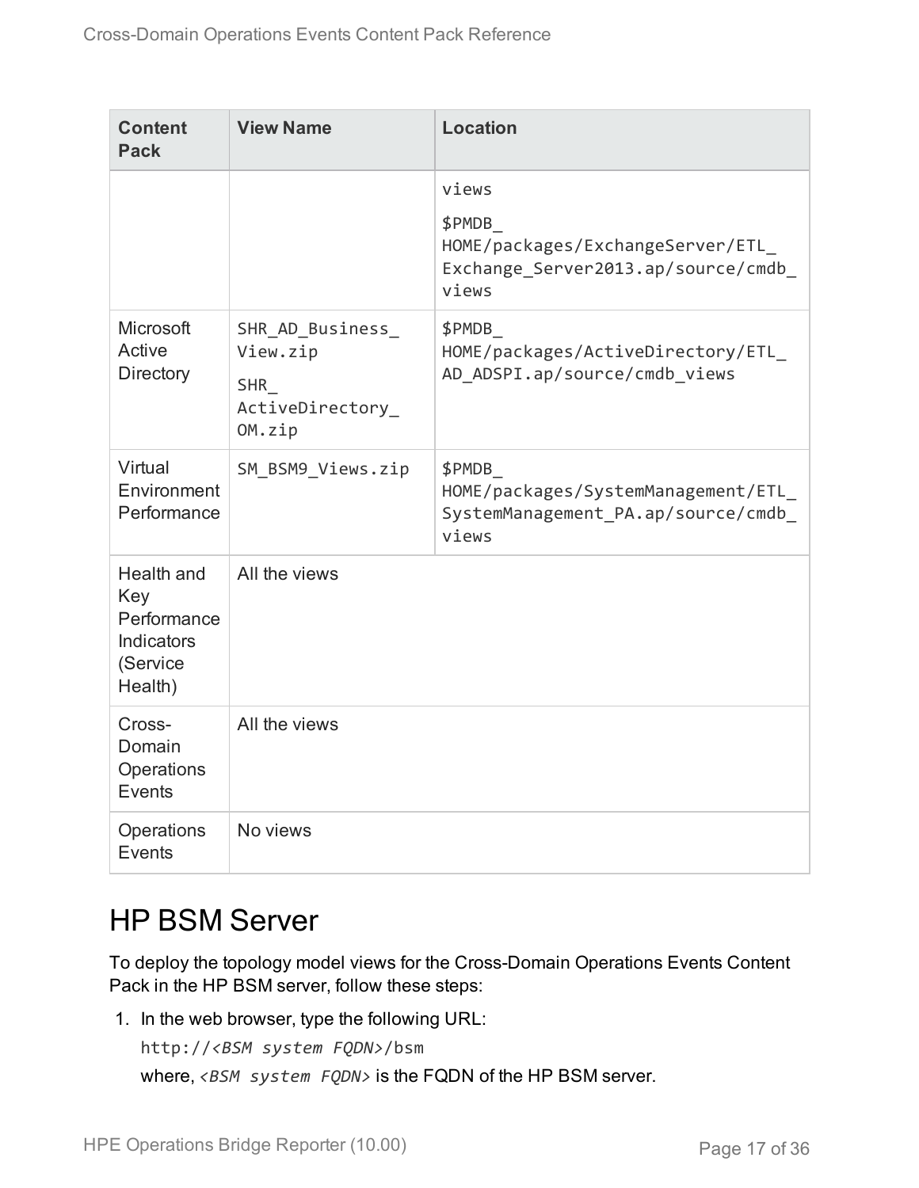| Content Pack | View Name | Location |
| --- | --- | --- |
| | | views<br>$PMDB_HOME/packages/ExchangeServer/ETL_Exchange_Server2013.ap/source/cmdb_views |
| Microsoft Active Directory | SHR_AD_Business_View.zip<br>SHR_ActiveDirectory_OM.zip | $PMDB_HOME/packages/ActiveDirectory/ETL_AD_ADSPI.ap/source/cmdb_views |
| Virtual Environment Performance | SM_BSM9_Views.zip | $PMDB_HOME/packages/SystemManagement/ETL_SystemManagement_PA.ap/source/cmdb_views |
| Health and Key Performance Indicators (Service Health) | All the views | |
| Cross-Domain Operations Events | All the views | |
| Operations Events | No views | |

# HP BSM Server

To deploy the topology model views for the Cross-Domain Operations Events Content Pack in the HP BSM server, follow these steps:

1. In the web browser, type the following URL:

   `http://<BSM system FQDN>/bsm`

   where, *<BSM system FQDN>* is the FQDN of the HP BSM server.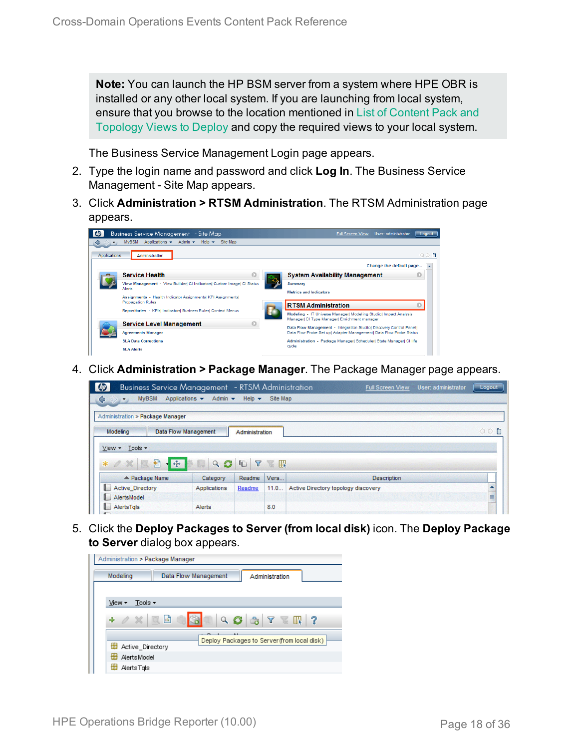**Note:** You can launch the HP BSM server from a system where HPE OBR is installed or any other local system. If you are launching from local system, ensure that you browse to the location mentioned in List of Content Pack and Topology Views to Deploy and copy the required views to your local system.

The Business Service Management Login page appears.

2. Type the login name and password and click **Log In**. The Business Service Management - Site Map appears.
3. Click **Administration > RTSM Administration**. The RTSM Administration page appears.
4. Click **Administration > Package Manager**. The Package Manager page appears.
5. Click the **Deploy Packages to Server (from local disk)** icon. The **Deploy Package to Server** dialog box appears.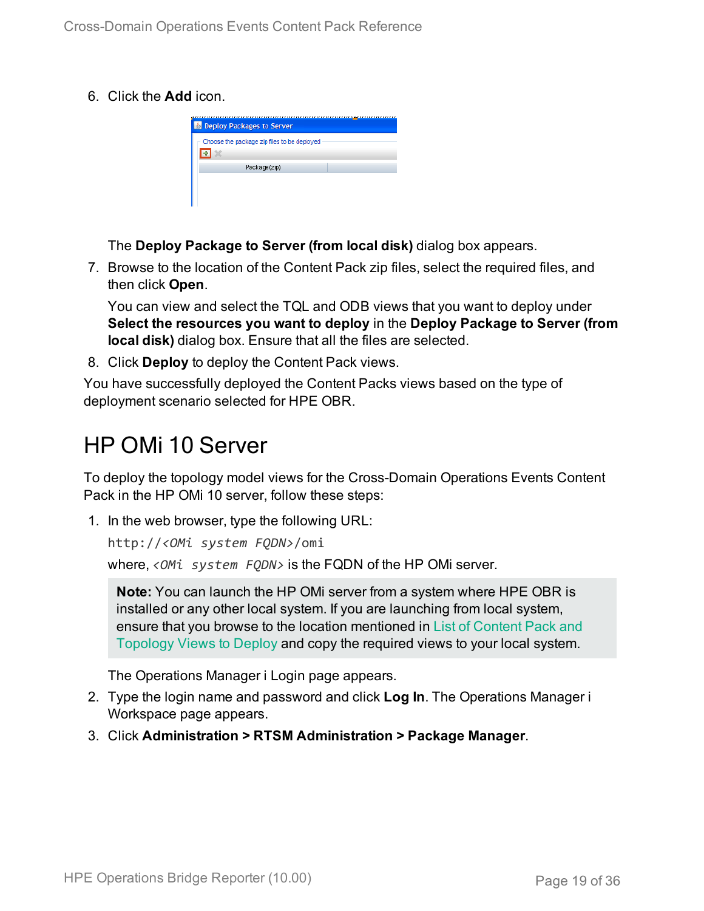6. Click the **Add** icon.

   The **Deploy Package to Server (from local disk)** dialog box appears.

7. Browse to the location of the Content Pack zip files, select the required files, and then click **Open**.

   You can view and select the TQL and ODB views that you want to deploy under **Select the resources you want to deploy** in the **Deploy Package to Server (from local disk)** dialog box. Ensure that all the files are selected.

8. Click **Deploy** to deploy the Content Pack views.

You have successfully deployed the Content Packs views based on the type of deployment scenario selected for HPE OBR.

# HP OMi 10 Server

To deploy the topology model views for the Cross-Domain Operations Events Content Pack in the HP OMi 10 server, follow these steps:

1. In the web browser, type the following URL:

   `http://<OMi system FQDN>/omi`

   where, *<OMi system FQDN>* is the FQDN of the HP OMi server.

   > **Note:** You can launch the HP OMi server from a system where HPE OBR is installed or any other local system. If you are launching from local system, ensure that you browse to the location mentioned in List of Content Pack and Topology Views to Deploy and copy the required views to your local system.

   The Operations Manager i Login page appears.

2. Type the login name and password and click **Log In**. The Operations Manager i Workspace page appears.

3. Click **Administration > RTSM Administration > Package Manager**.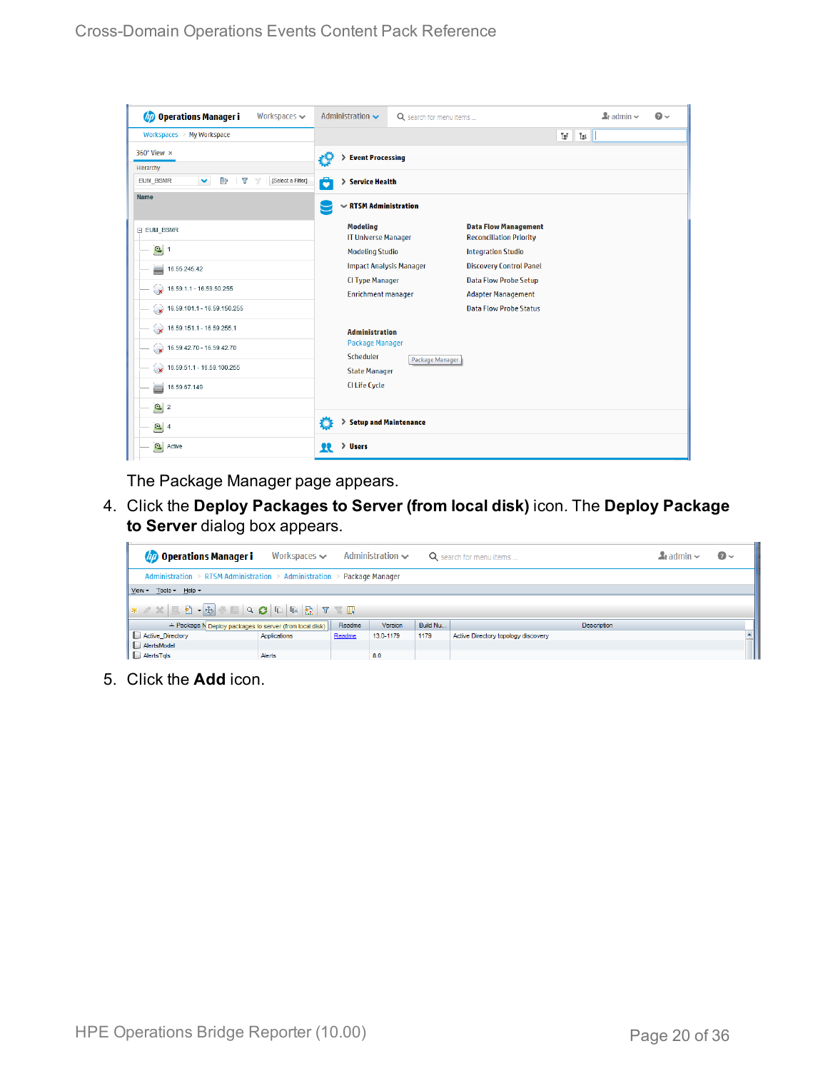The Package Manager page appears.

4. Click the **Deploy Packages to Server (from local disk)** icon. The **Deploy Package to Server** dialog box appears.

5. Click the **Add** icon.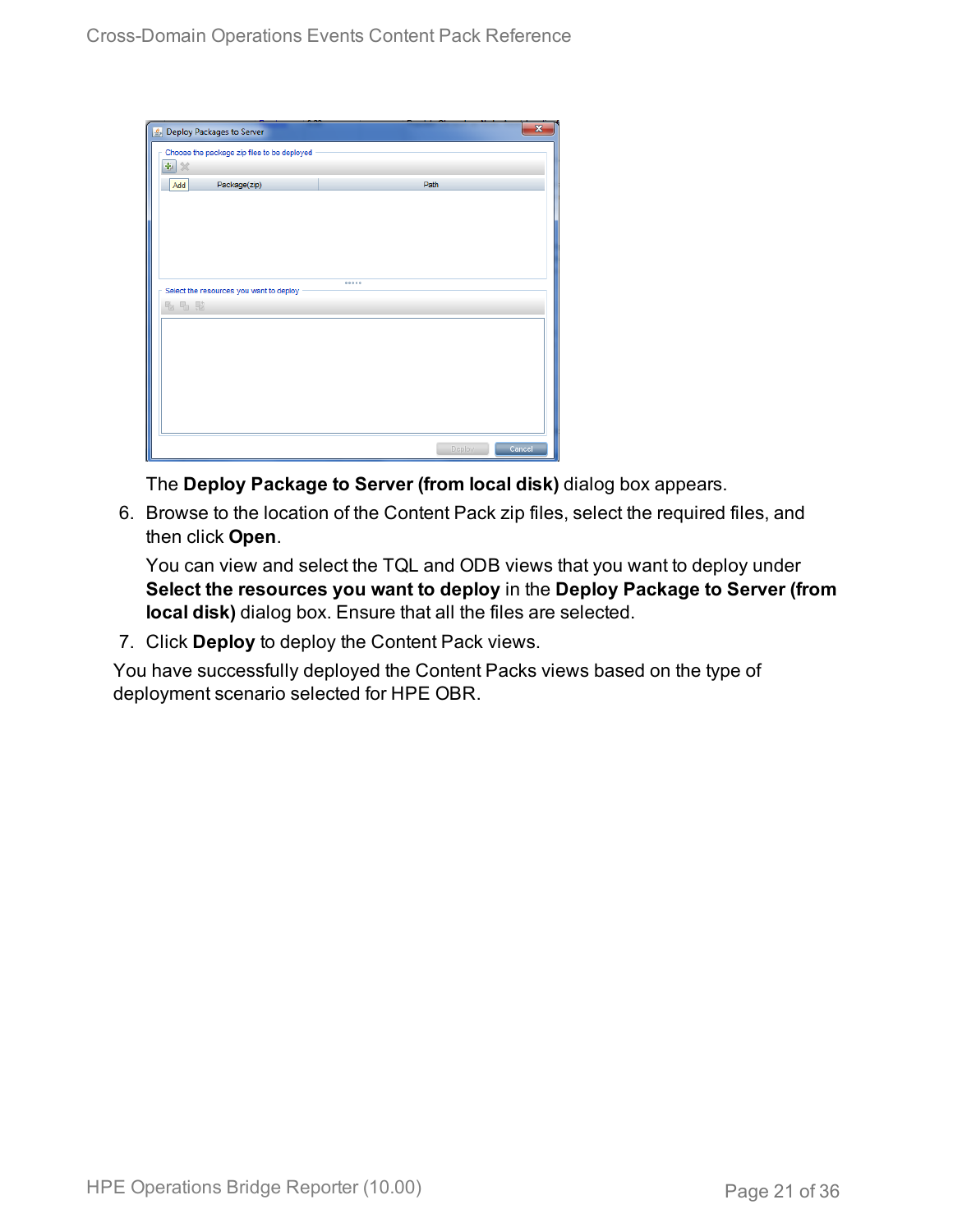The **Deploy Package to Server (from local disk)** dialog box appears.

6. Browse to the location of the Content Pack zip files, select the required files, and then click **Open**.

   You can view and select the TQL and ODB views that you want to deploy under **Select the resources you want to deploy** in the **Deploy Package to Server (from local disk)** dialog box. Ensure that all the files are selected.

7. Click **Deploy** to deploy the Content Pack views.

You have successfully deployed the Content Packs views based on the type of deployment scenario selected for HPE OBR.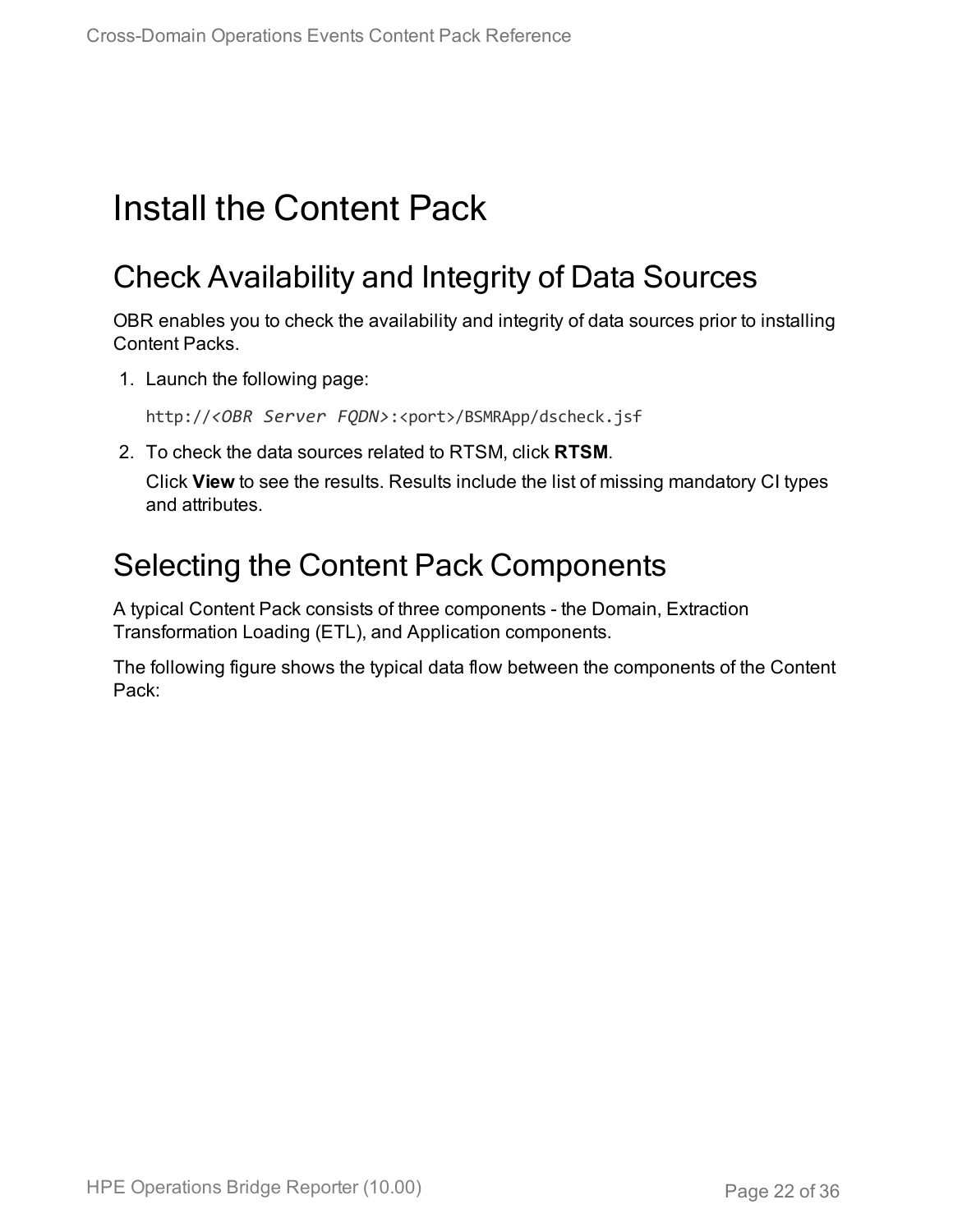# Install the Content Pack

## Check Availability and Integrity of Data Sources

OBR enables you to check the availability and integrity of data sources prior to installing Content Packs.

1. Launch the following page:

   `http://<OBR Server FQDN>:<port>/BSMRApp/dscheck.jsf`

2. To check the data sources related to RTSM, click **RTSM**.

   Click **View** to see the results. Results include the list of missing mandatory CI types and attributes.

## Selecting the Content Pack Components

A typical Content Pack consists of three components - the Domain, Extraction Transformation Loading (ETL), and Application components.

The following figure shows the typical data flow between the components of the Content Pack: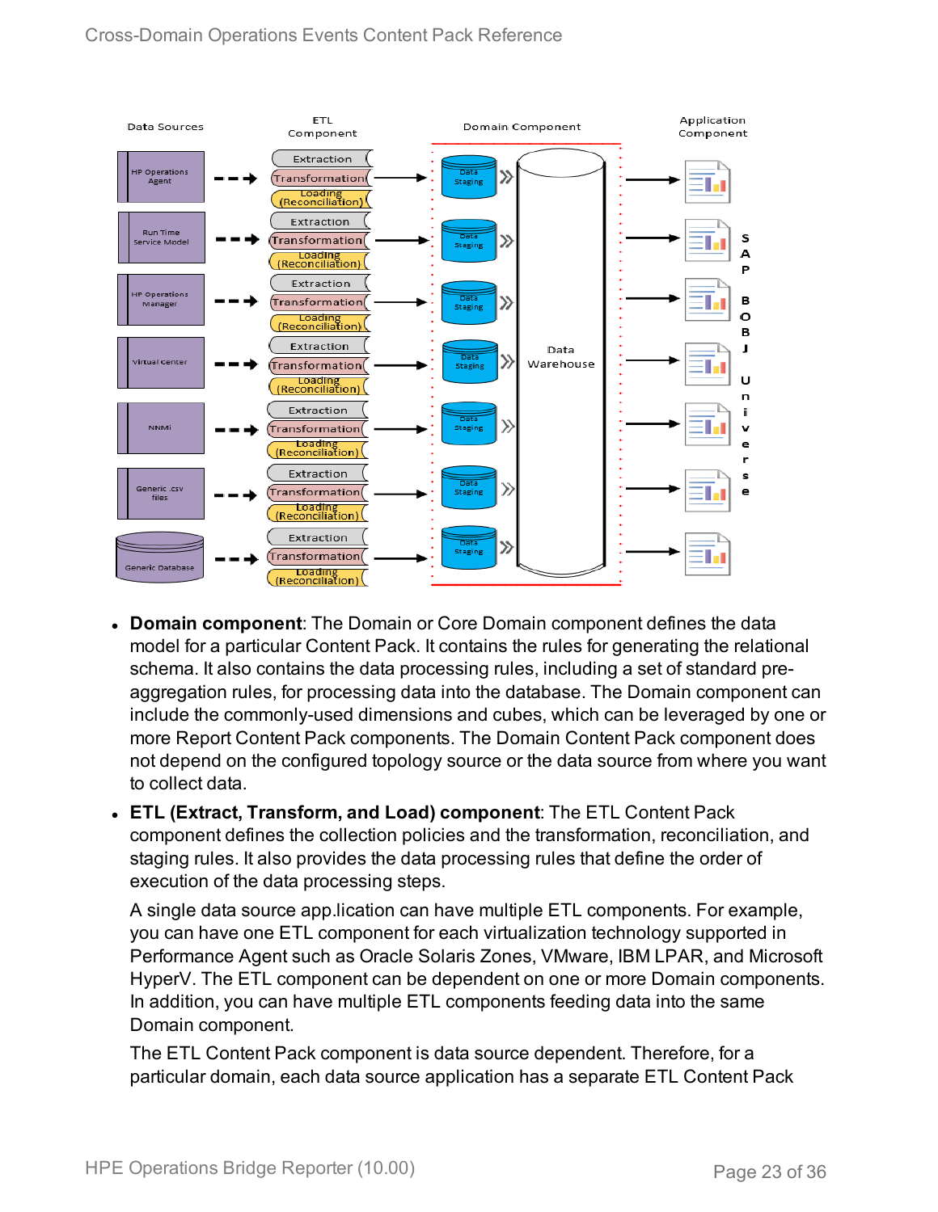- **Domain component**: The Domain or Core Domain component defines the data model for a particular Content Pack. It contains the rules for generating the relational schema. It also contains the data processing rules, including a set of standard pre-aggregation rules, for processing data into the database. The Domain component can include the commonly-used dimensions and cubes, which can be leveraged by one or more Report Content Pack components. The Domain Content Pack component does not depend on the configured topology source or the data source from where you want to collect data.
- **ETL (Extract, Transform, and Load) component**: The ETL Content Pack component defines the collection policies and the transformation, reconciliation, and staging rules. It also provides the data processing rules that define the order of execution of the data processing steps.

  A single data source app.lication can have multiple ETL components. For example, you can have one ETL component for each virtualization technology supported in Performance Agent such as Oracle Solaris Zones, VMware, IBM LPAR, and Microsoft HyperV. The ETL component can be dependent on one or more Domain components. In addition, you can have multiple ETL components feeding data into the same Domain component.

  The ETL Content Pack component is data source dependent. Therefore, for a particular domain, each data source application has a separate ETL Content Pack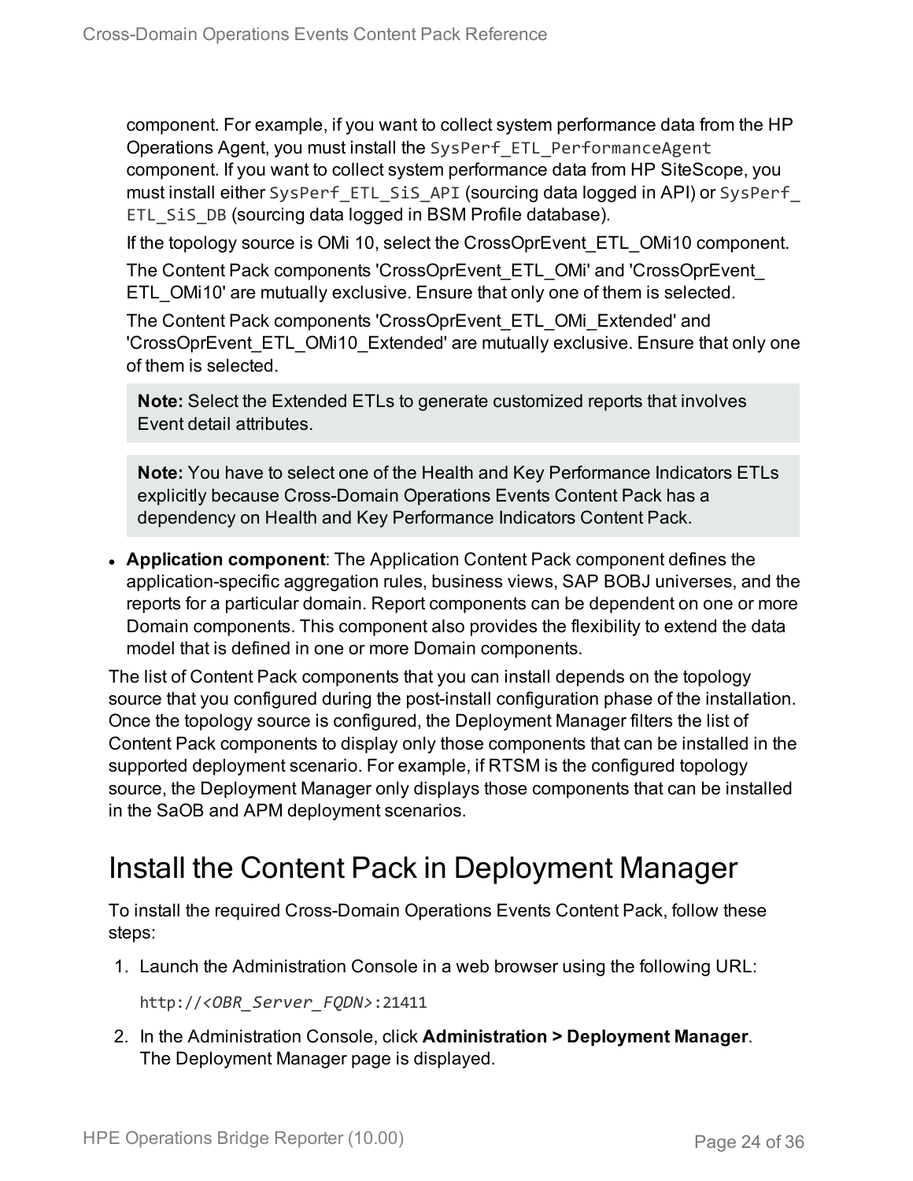component. For example, if you want to collect system performance data from the HP Operations Agent, you must install the `SysPerf_ETL_PerformanceAgent` component. If you want to collect system performance data from HP SiteScope, you must install either `SysPerf_ETL_SiS_API` (sourcing data logged in API) or `SysPerf_ETL_SiS_DB` (sourcing data logged in BSM Profile database).

If the topology source is OMi 10, select the CrossOprEvent_ETL_OMi10 component.

The Content Pack components 'CrossOprEvent_ETL_OMi' and 'CrossOprEvent_ETL_OMi10' are mutually exclusive. Ensure that only one of them is selected.

The Content Pack components 'CrossOprEvent_ETL_OMi_Extended' and 'CrossOprEvent_ETL_OMi10_Extended' are mutually exclusive. Ensure that only one of them is selected.

> **Note:** Select the Extended ETLs to generate customized reports that involves Event detail attributes.

> **Note:** You have to select one of the Health and Key Performance Indicators ETLs explicitly because Cross-Domain Operations Events Content Pack has a dependency on Health and Key Performance Indicators Content Pack.

- **Application component**: The Application Content Pack component defines the application-specific aggregation rules, business views, SAP BOBJ universes, and the reports for a particular domain. Report components can be dependent on one or more Domain components. This component also provides the flexibility to extend the data model that is defined in one or more Domain components.

The list of Content Pack components that you can install depends on the topology source that you configured during the post-install configuration phase of the installation. Once the topology source is configured, the Deployment Manager filters the list of Content Pack components to display only those components that can be installed in the supported deployment scenario. For example, if RTSM is the configured topology source, the Deployment Manager only displays those components that can be installed in the SaOB and APM deployment scenarios.

# Install the Content Pack in Deployment Manager

To install the required Cross-Domain Operations Events Content Pack, follow these steps:

1. Launch the Administration Console in a web browser using the following URL:

   `http://<OBR_Server_FQDN>:21411`

2. In the Administration Console, click **Administration > Deployment Manager**. The Deployment Manager page is displayed.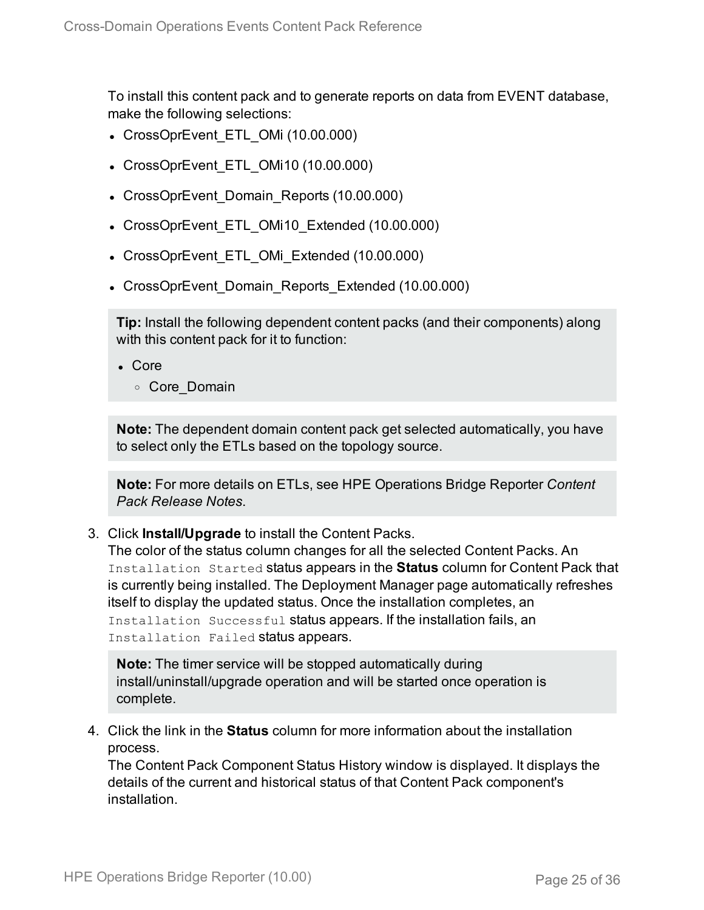To install this content pack and to generate reports on data from EVENT database, make the following selections:

- CrossOprEvent_ETL_OMi (10.00.000)
- CrossOprEvent_ETL_OMi10 (10.00.000)
- CrossOprEvent_Domain_Reports (10.00.000)
- CrossOprEvent_ETL_OMi10_Extended (10.00.000)
- CrossOprEvent_ETL_OMi_Extended (10.00.000)
- CrossOprEvent_Domain_Reports_Extended (10.00.000)

> **Tip:** Install the following dependent content packs (and their components) along with this content pack for it to function:
>
> - Core
>   - Core_Domain

> **Note:** The dependent domain content pack get selected automatically, you have to select only the ETLs based on the topology source.

> **Note:** For more details on ETLs, see HPE Operations Bridge Reporter *Content Pack Release Notes*.

3. Click **Install/Upgrade** to install the Content Packs.
   The color of the status column changes for all the selected Content Packs. An `Installation Started` status appears in the **Status** column for Content Pack that is currently being installed. The Deployment Manager page automatically refreshes itself to display the updated status. Once the installation completes, an `Installation Successful` status appears. If the installation fails, an `Installation Failed` status appears.

   > **Note:** The timer service will be stopped automatically during install/uninstall/upgrade operation and will be started once operation is complete.

4. Click the link in the **Status** column for more information about the installation process.
   The Content Pack Component Status History window is displayed. It displays the details of the current and historical status of that Content Pack component's installation.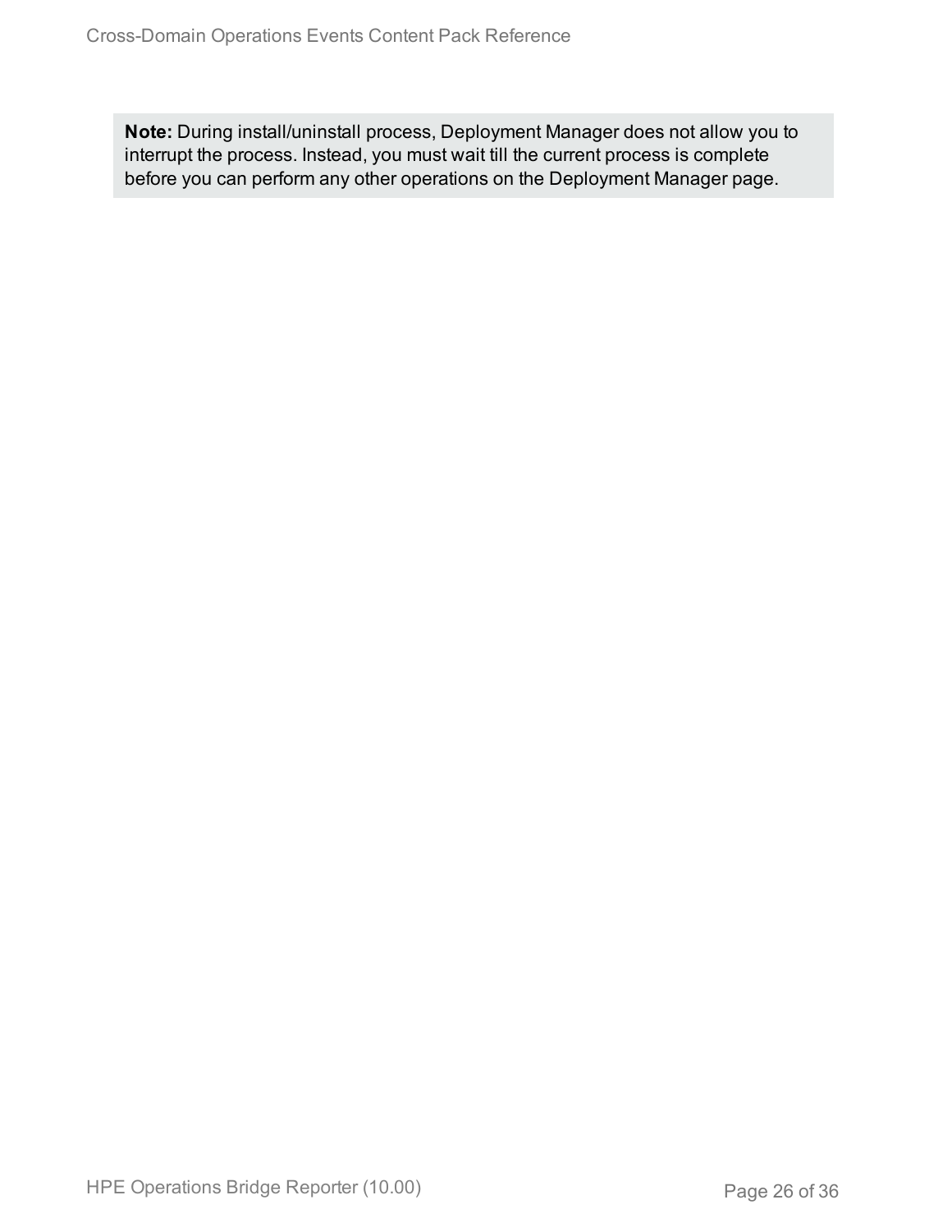**Note:** During install/uninstall process, Deployment Manager does not allow you to interrupt the process. Instead, you must wait till the current process is complete before you can perform any other operations on the Deployment Manager page.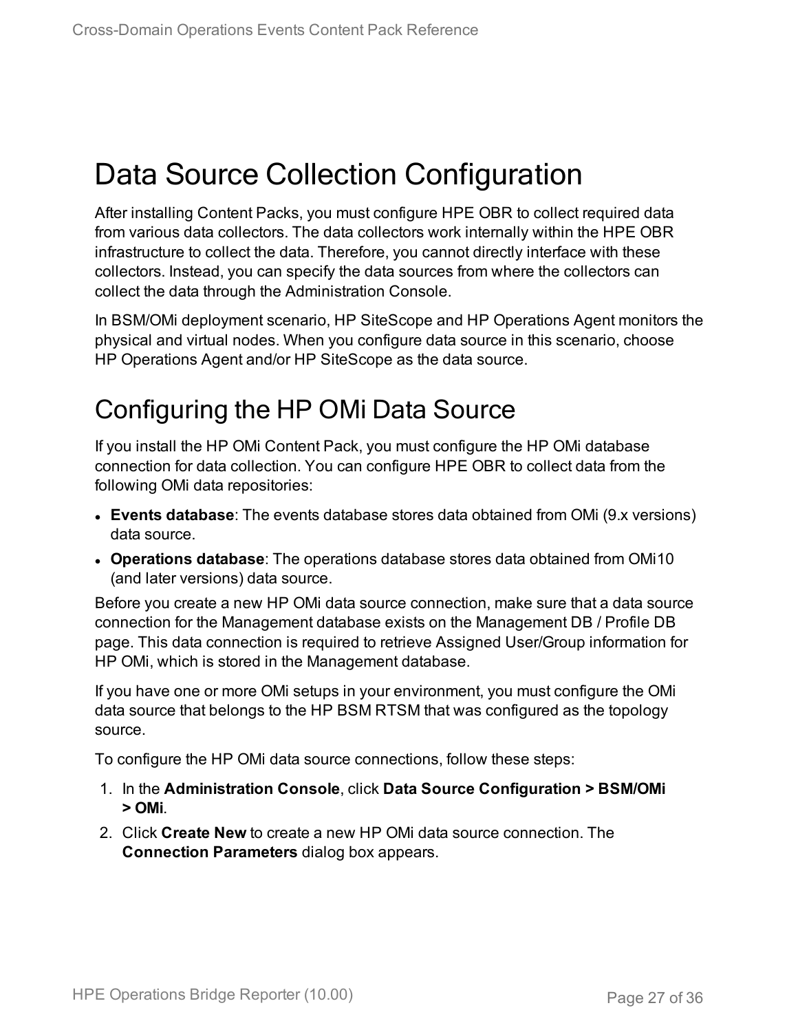# Data Source Collection Configuration

After installing Content Packs, you must configure HPE OBR to collect required data from various data collectors. The data collectors work internally within the HPE OBR infrastructure to collect the data. Therefore, you cannot directly interface with these collectors. Instead, you can specify the data sources from where the collectors can collect the data through the Administration Console.

In BSM/OMi deployment scenario, HP SiteScope and HP Operations Agent monitors the physical and virtual nodes. When you configure data source in this scenario, choose HP Operations Agent and/or HP SiteScope as the data source.

## Configuring the HP OMi Data Source

If you install the HP OMi Content Pack, you must configure the HP OMi database connection for data collection. You can configure HPE OBR to collect data from the following OMi data repositories:

- **Events database**: The events database stores data obtained from OMi (9.x versions) data source.
- **Operations database**: The operations database stores data obtained from OMi10 (and later versions) data source.

Before you create a new HP OMi data source connection, make sure that a data source connection for the Management database exists on the Management DB / Profile DB page. This data connection is required to retrieve Assigned User/Group information for HP OMi, which is stored in the Management database.

If you have one or more OMi setups in your environment, you must configure the OMi data source that belongs to the HP BSM RTSM that was configured as the topology source.

To configure the HP OMi data source connections, follow these steps:

1. In the **Administration Console**, click **Data Source Configuration > BSM/OMi > OMi**.
2. Click **Create New** to create a new HP OMi data source connection. The **Connection Parameters** dialog box appears.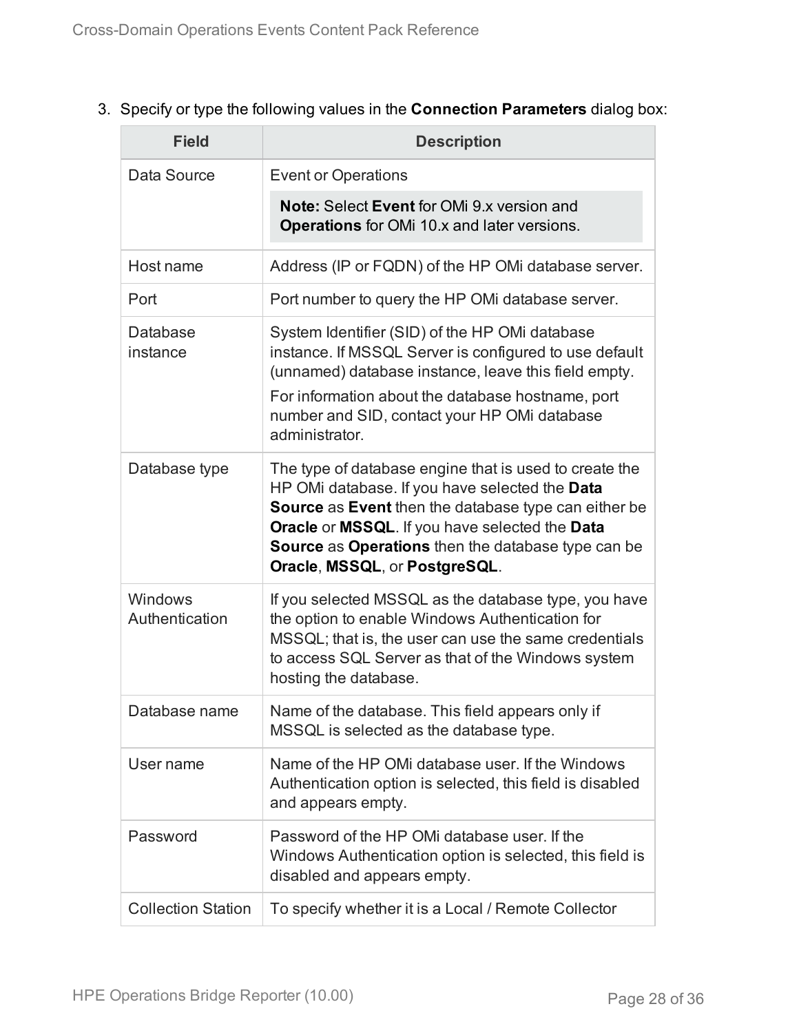3. Specify or type the following values in the **Connection Parameters** dialog box:

| Field | Description |
| --- | --- |
| Data Source | Event or Operations<br><br>**Note:** Select **Event** for OMi 9.x version and **Operations** for OMi 10.x and later versions. |
| Host name | Address (IP or FQDN) of the HP OMi database server. |
| Port | Port number to query the HP OMi database server. |
| Database instance | System Identifier (SID) of the HP OMi database instance. If MSSQL Server is configured to use default (unnamed) database instance, leave this field empty.<br><br>For information about the database hostname, port number and SID, contact your HP OMi database administrator. |
| Database type | The type of database engine that is used to create the HP OMi database. If you have selected the **Data Source** as **Event** then the database type can either be **Oracle** or **MSSQL**. If you have selected the **Data Source** as **Operations** then the database type can be **Oracle**, **MSSQL**, or **PostgreSQL**. |
| Windows Authentication | If you selected MSSQL as the database type, you have the option to enable Windows Authentication for MSSQL; that is, the user can use the same credentials to access SQL Server as that of the Windows system hosting the database. |
| Database name | Name of the database. This field appears only if MSSQL is selected as the database type. |
| User name | Name of the HP OMi database user. If the Windows Authentication option is selected, this field is disabled and appears empty. |
| Password | Password of the HP OMi database user. If the Windows Authentication option is selected, this field is disabled and appears empty. |
| Collection Station | To specify whether it is a Local / Remote Collector |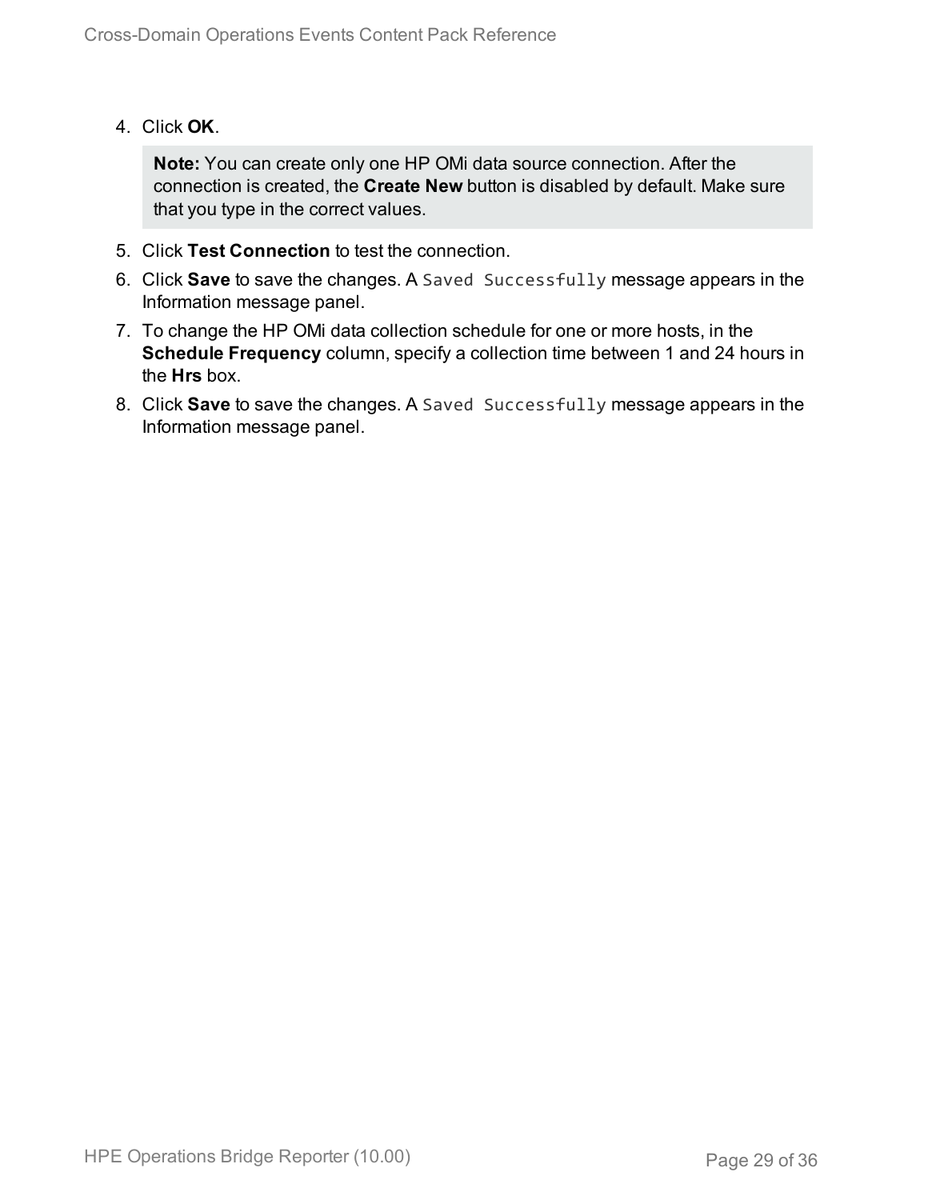4. Click **OK**.

   > **Note:** You can create only one HP OMi data source connection. After the connection is created, the **Create New** button is disabled by default. Make sure that you type in the correct values.

5. Click **Test Connection** to test the connection.
6. Click **Save** to save the changes. A `Saved Successfully` message appears in the Information message panel.
7. To change the HP OMi data collection schedule for one or more hosts, in the **Schedule Frequency** column, specify a collection time between 1 and 24 hours in the **Hrs** box.
8. Click **Save** to save the changes. A `Saved Successfully` message appears in the Information message panel.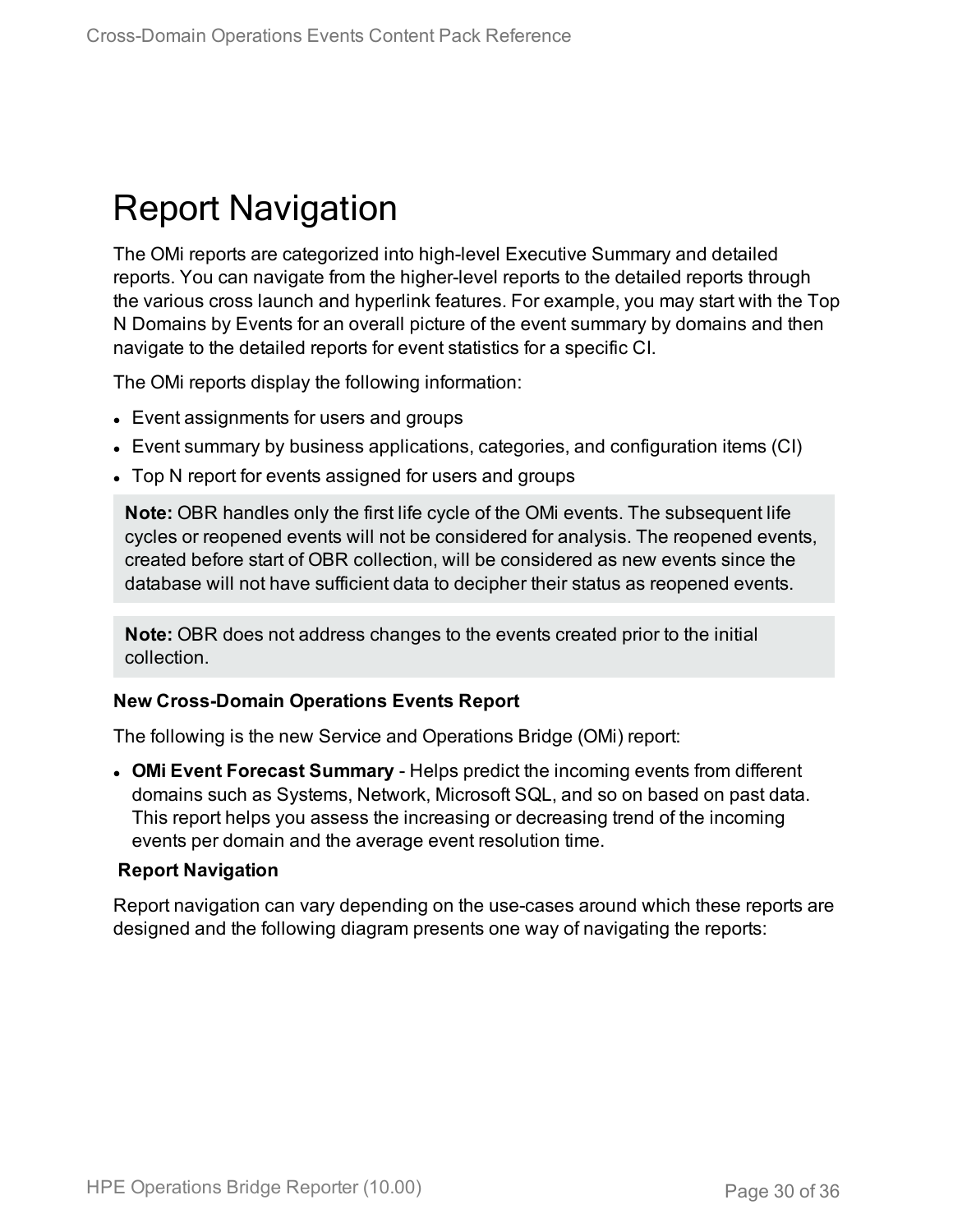# Report Navigation

The OMi reports are categorized into high-level Executive Summary and detailed reports. You can navigate from the higher-level reports to the detailed reports through the various cross launch and hyperlink features. For example, you may start with the Top N Domains by Events for an overall picture of the event summary by domains and then navigate to the detailed reports for event statistics for a specific CI.

The OMi reports display the following information:

- Event assignments for users and groups
- Event summary by business applications, categories, and configuration items (CI)
- Top N report for events assigned for users and groups

> **Note:** OBR handles only the first life cycle of the OMi events. The subsequent life cycles or reopened events will not be considered for analysis. The reopened events, created before start of OBR collection, will be considered as new events since the database will not have sufficient data to decipher their status as reopened events.

> **Note:** OBR does not address changes to the events created prior to the initial collection.

**New Cross-Domain Operations Events Report**

The following is the new Service and Operations Bridge (OMi) report:

- **OMi Event Forecast Summary** - Helps predict the incoming events from different domains such as Systems, Network, Microsoft SQL, and so on based on past data. This report helps you assess the increasing or decreasing trend of the incoming events per domain and the average event resolution time.

**Report Navigation**

Report navigation can vary depending on the use-cases around which these reports are designed and the following diagram presents one way of navigating the reports: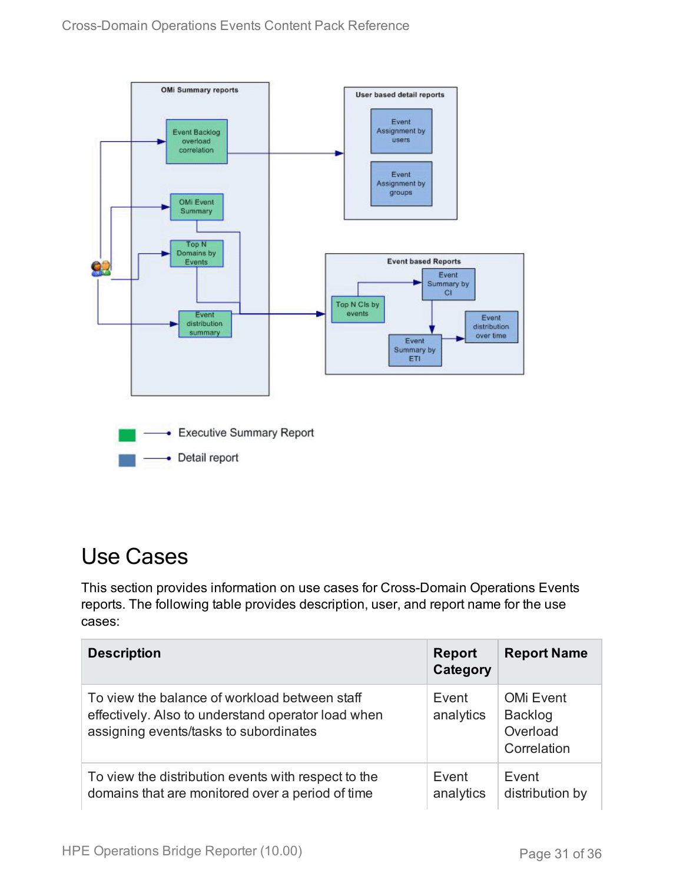# Use Cases

This section provides information on use cases for Cross-Domain Operations Events reports. The following table provides description, user, and report name for the use cases:

| Description | Report Category | Report Name |
|---|---|---|
| To view the balance of workload between staff effectively. Also to understand operator load when assigning events/tasks to subordinates | Event analytics | OMi Event Backlog Overload Correlation |
| To view the distribution events with respect to the domains that are monitored over a period of time | Event analytics | Event distribution by |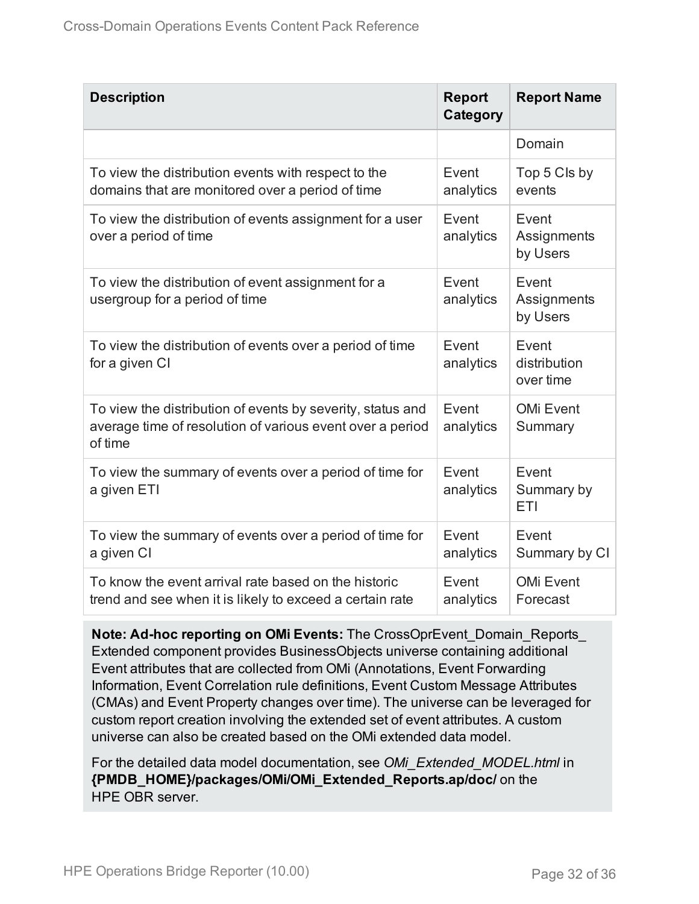| Description | Report Category | Report Name |
|---|---|---|
| | | Domain |
| To view the distribution events with respect to the domains that are monitored over a period of time | Event analytics | Top 5 CIs by events |
| To view the distribution of events assignment for a user over a period of time | Event analytics | Event Assignments by Users |
| To view the distribution of event assignment for a usergroup for a period of time | Event analytics | Event Assignments by Users |
| To view the distribution of events over a period of time for a given CI | Event analytics | Event distribution over time |
| To view the distribution of events by severity, status and average time of resolution of various event over a period of time | Event analytics | OMi Event Summary |
| To view the summary of events over a period of time for a given ETI | Event analytics | Event Summary by ETI |
| To view the summary of events over a period of time for a given CI | Event analytics | Event Summary by CI |
| To know the event arrival rate based on the historic trend and see when it is likely to exceed a certain rate | Event analytics | OMi Event Forecast |

**Note: Ad-hoc reporting on OMi Events:** The CrossOprEvent_Domain_Reports_Extended component provides BusinessObjects universe containing additional Event attributes that are collected from OMi (Annotations, Event Forwarding Information, Event Correlation rule definitions, Event Custom Message Attributes (CMAs) and Event Property changes over time). The universe can be leveraged for custom report creation involving the extended set of event attributes. A custom universe can also be created based on the OMi extended data model.

For the detailed data model documentation, see *OMi_Extended_MODEL.html* in **{PMDB_HOME}/packages/OMi/OMi_Extended_Reports.ap/doc/** on the HPE OBR server.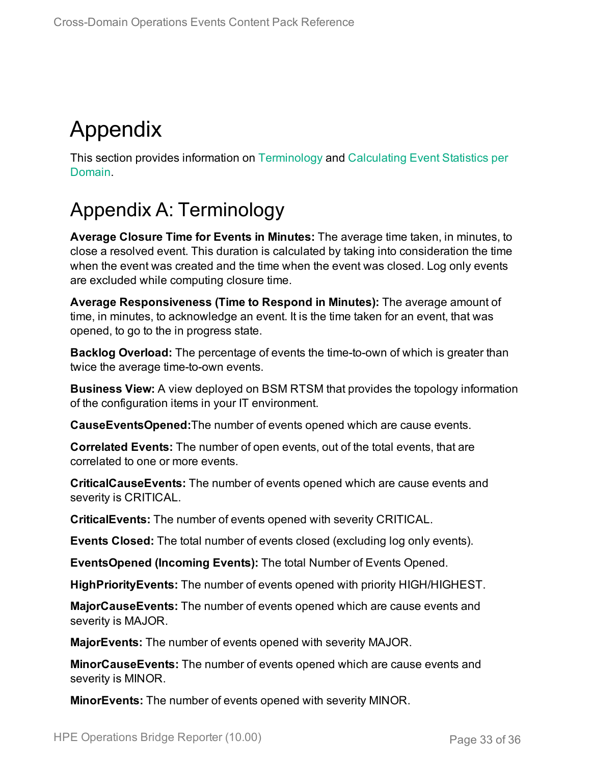# Appendix

This section provides information on Terminology and Calculating Event Statistics per Domain.

## Appendix A: Terminology

**Average Closure Time for Events in Minutes:** The average time taken, in minutes, to close a resolved event. This duration is calculated by taking into consideration the time when the event was created and the time when the event was closed. Log only events are excluded while computing closure time.

**Average Responsiveness (Time to Respond in Minutes):** The average amount of time, in minutes, to acknowledge an event. It is the time taken for an event, that was opened, to go to the in progress state.

**Backlog Overload:** The percentage of events the time-to-own of which is greater than twice the average time-to-own events.

**Business View:** A view deployed on BSM RTSM that provides the topology information of the configuration items in your IT environment.

**CauseEventsOpened:**The number of events opened which are cause events.

**Correlated Events:** The number of open events, out of the total events, that are correlated to one or more events.

**CriticalCauseEvents:** The number of events opened which are cause events and severity is CRITICAL.

**CriticalEvents:** The number of events opened with severity CRITICAL.

**Events Closed:** The total number of events closed (excluding log only events).

**EventsOpened (Incoming Events):** The total Number of Events Opened.

**HighPriorityEvents:** The number of events opened with priority HIGH/HIGHEST.

**MajorCauseEvents:** The number of events opened which are cause events and severity is MAJOR.

**MajorEvents:** The number of events opened with severity MAJOR.

**MinorCauseEvents:** The number of events opened which are cause events and severity is MINOR.

**MinorEvents:** The number of events opened with severity MINOR.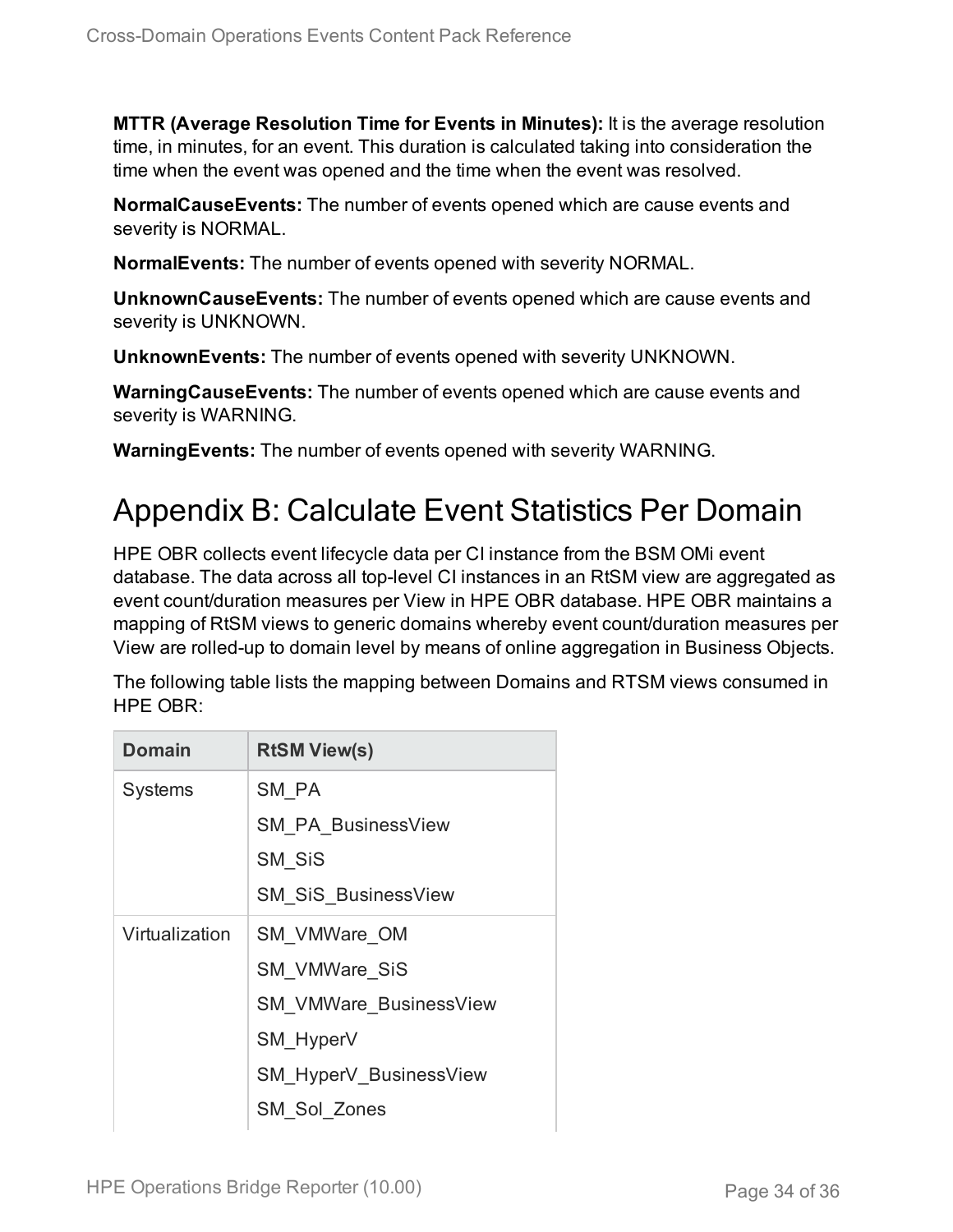**MTTR (Average Resolution Time for Events in Minutes):** It is the average resolution time, in minutes, for an event. This duration is calculated taking into consideration the time when the event was opened and the time when the event was resolved.

**NormalCauseEvents:** The number of events opened which are cause events and severity is NORMAL.

**NormalEvents:** The number of events opened with severity NORMAL.

**UnknownCauseEvents:** The number of events opened which are cause events and severity is UNKNOWN.

**UnknownEvents:** The number of events opened with severity UNKNOWN.

**WarningCauseEvents:** The number of events opened which are cause events and severity is WARNING.

**WarningEvents:** The number of events opened with severity WARNING.

# Appendix B: Calculate Event Statistics Per Domain

HPE OBR collects event lifecycle data per CI instance from the BSM OMi event database. The data across all top-level CI instances in an RtSM view are aggregated as event count/duration measures per View in HPE OBR database. HPE OBR maintains a mapping of RtSM views to generic domains whereby event count/duration measures per View are rolled-up to domain level by means of online aggregation in Business Objects.

The following table lists the mapping between Domains and RTSM views consumed in HPE OBR:

| Domain | RtSM View(s) |
|---|---|
| Systems | SM_PA<br>SM_PA_BusinessView<br>SM_SiS<br>SM_SiS_BusinessView |
| Virtualization | SM_VMWare_OM<br>SM_VMWare_SiS<br>SM_VMWare_BusinessView<br>SM_HyperV<br>SM_HyperV_BusinessView<br>SM_Sol_Zones |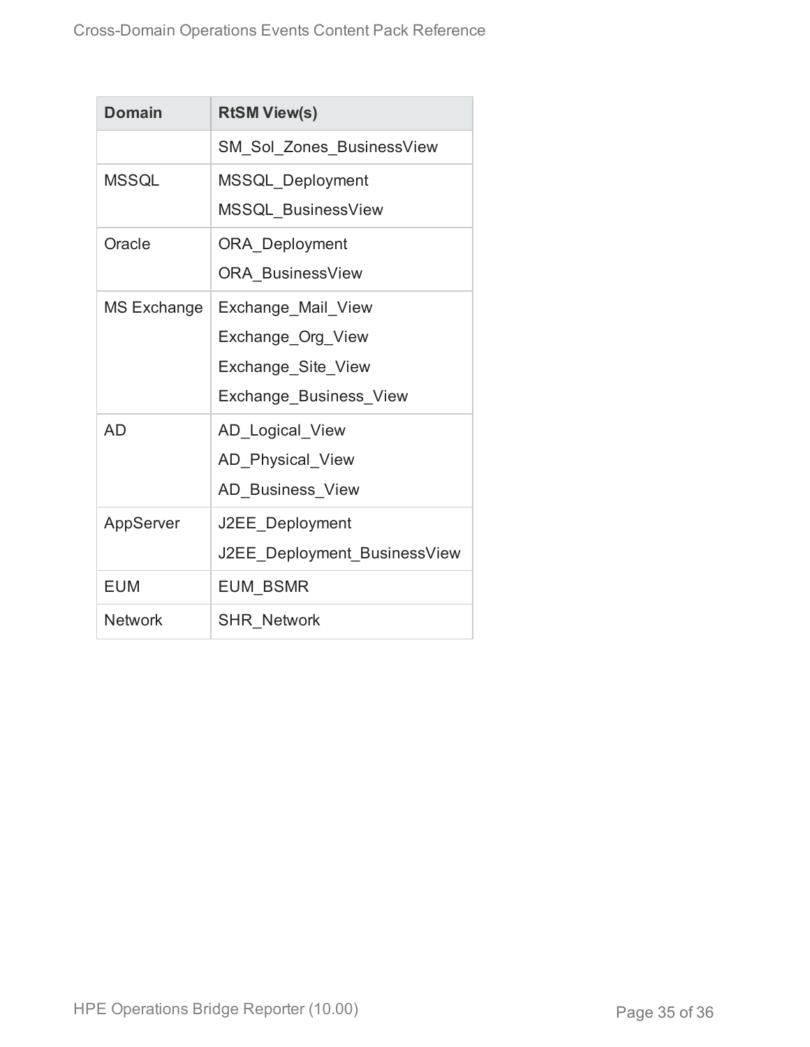| Domain | RtSM View(s) |
| --- | --- |
| | SM_Sol_Zones_BusinessView |
| MSSQL | MSSQL_Deployment<br>MSSQL_BusinessView |
| Oracle | ORA_Deployment<br>ORA_BusinessView |
| MS Exchange | Exchange_Mail_View<br>Exchange_Org_View<br>Exchange_Site_View<br>Exchange_Business_View |
| AD | AD_Logical_View<br>AD_Physical_View<br>AD_Business_View |
| AppServer | J2EE_Deployment<br>J2EE_Deployment_BusinessView |
| EUM | EUM_BSMR |
| Network | SHR_Network |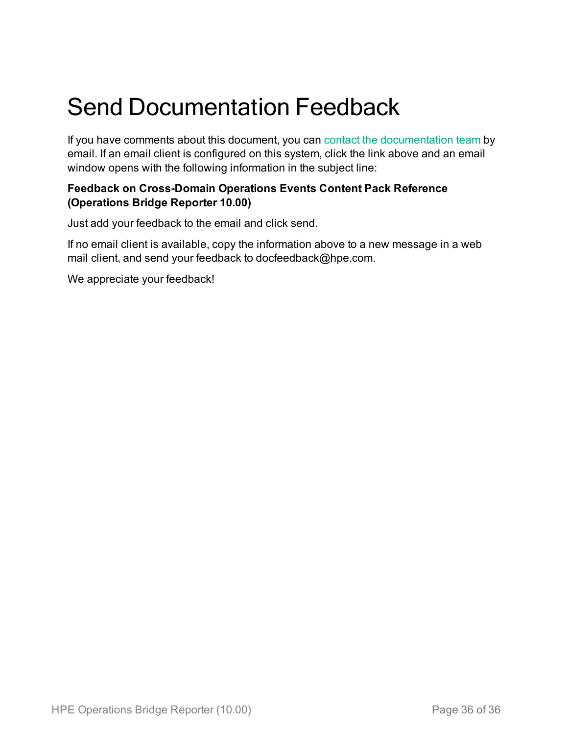# Send Documentation Feedback

If you have comments about this document, you can contact the documentation team by email. If an email client is configured on this system, click the link above and an email window opens with the following information in the subject line:

**Feedback on Cross-Domain Operations Events Content Pack Reference (Operations Bridge Reporter 10.00)**

Just add your feedback to the email and click send.

If no email client is available, copy the information above to a new message in a web mail client, and send your feedback to docfeedback@hpe.com.

We appreciate your feedback!